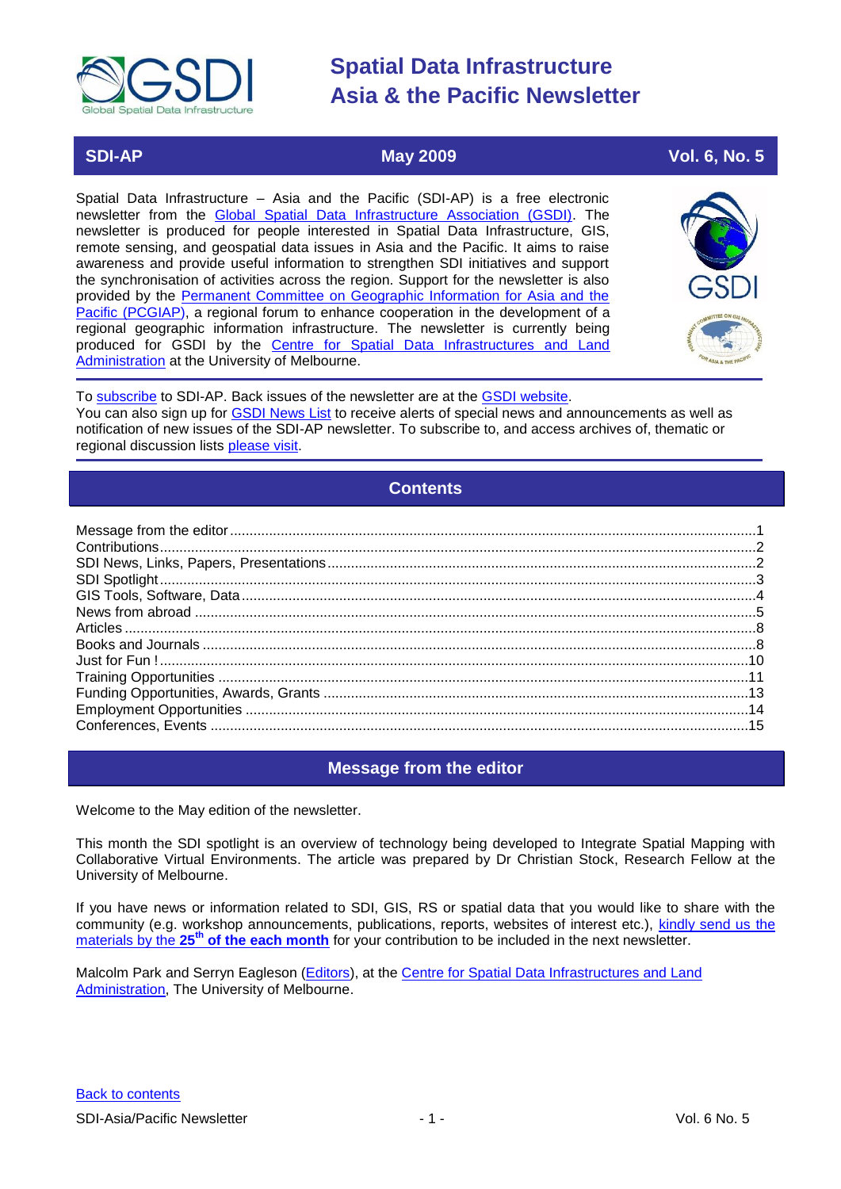# Spatial Data Infrastructure Asia & the Pacific Newsletter

**SDI-AP** | **May 2009** | **Vol. 6, No. 5**

Spatial Data Infrastructure – Asia and the Pacific (SDI-AP) is a free electronic newsletter from the Global Spatial Data Infrastructure Association (GSDI). The newsletter is produced for people interested in Spatial Data Infrastructure, GIS, remote sensing, and geospatial data issues in Asia and the Pacific. It aims to raise awareness and provide useful information to strengthen SDI initiatives and support the synchronisation of activities across the region. Support for the newsletter is also provided by the Permanent Committee on Geographic Information for Asia and the Pacific (PCGIAP), a regional forum to enhance cooperation in the development of a regional geographic information infrastructure. The newsletter is currently being produced for GSDI by the Centre for Spatial Data Infrastructures and Land Administration at the University of Melbourne.

To subscribe to SDI-AP. Back issues of the newsletter are at the GSDI website.
You can also sign up for GSDI News List to receive alerts of special news and announcements as well as notification of new issues of the SDI-AP newsletter. To subscribe to, and access archives of, thematic or regional discussion lists please visit.

## Contents

- Message from the editor ... 1
- Contributions ... 2
- SDI News, Links, Papers, Presentations ... 2
- SDI Spotlight ... 3
- GIS Tools, Software, Data ... 4
- News from abroad ... 5
- Articles ... 8
- Books and Journals ... 8
- Just for Fun ! ... 10
- Training Opportunities ... 11
- Funding Opportunities, Awards, Grants ... 13
- Employment Opportunities ... 14
- Conferences, Events ... 15

## Message from the editor

Welcome to the May edition of the newsletter.

This month the SDI spotlight is an overview of technology being developed to Integrate Spatial Mapping with Collaborative Virtual Environments. The article was prepared by Dr Christian Stock, Research Fellow at the University of Melbourne.

If you have news or information related to SDI, GIS, RS or spatial data that you would like to share with the community (e.g. workshop announcements, publications, reports, websites of interest etc.), kindly send us the materials by the **25th of the each month** for your contribution to be included in the next newsletter.

Malcolm Park and Serryn Eagleson (Editors), at the Centre for Spatial Data Infrastructures and Land Administration, The University of Melbourne.

Back to contents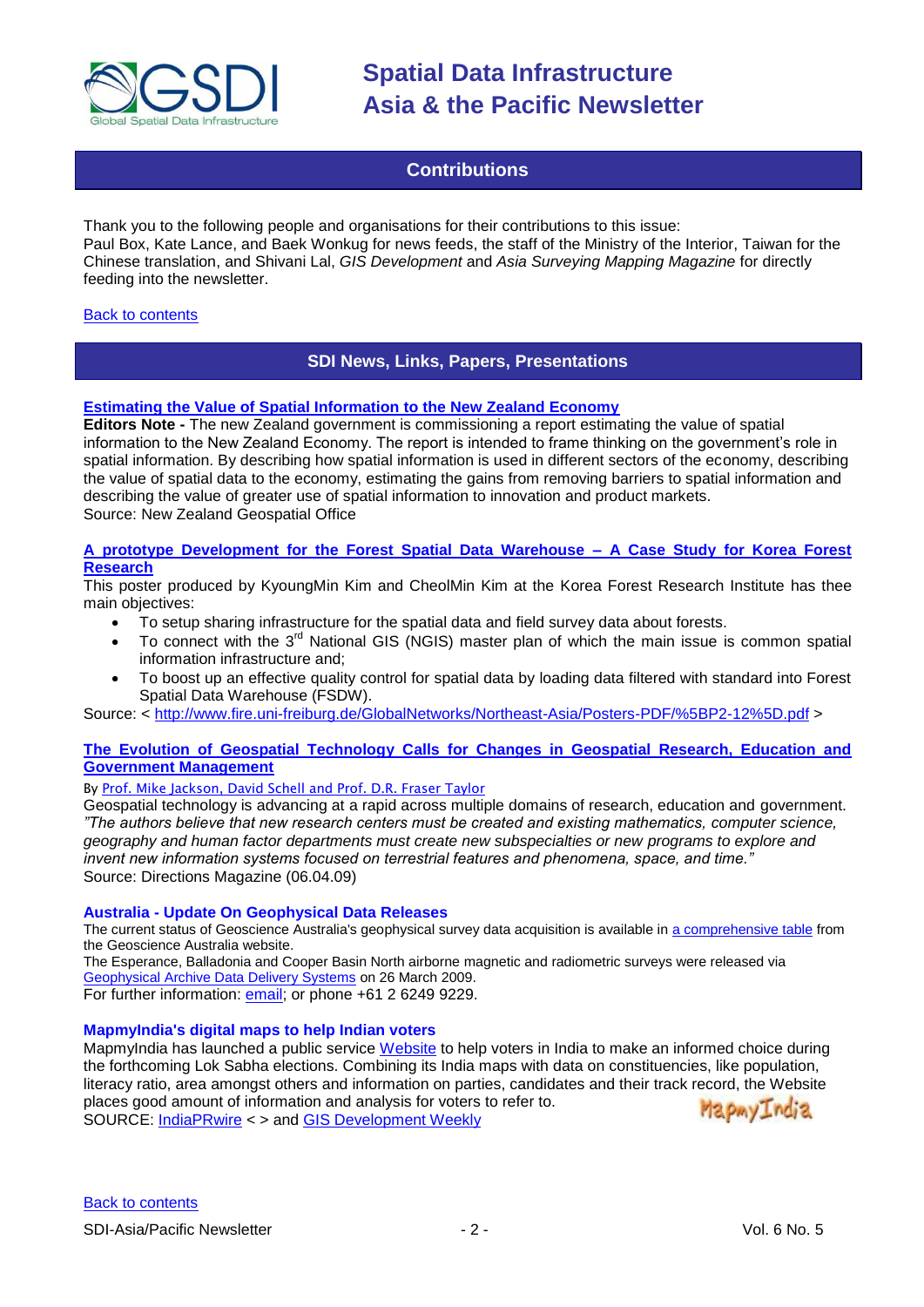## Contributions

Thank you to the following people and organisations for their contributions to this issue:
Paul Box, Kate Lance, and Baek Wonkug for news feeds, the staff of the Ministry of the Interior, Taiwan for the Chinese translation, and Shivani Lal, *GIS Development* and *Asia Surveying Mapping Magazine* for directly feeding into the newsletter.

Back to contents

## SDI News, Links, Papers, Presentations

### Estimating the Value of Spatial Information to the New Zealand Economy

**Editors Note -** The new Zealand government is commissioning a report estimating the value of spatial information to the New Zealand Economy. The report is intended to frame thinking on the government's role in spatial information. By describing how spatial information is used in different sectors of the economy, describing the value of spatial data to the economy, estimating the gains from removing barriers to spatial information and describing the value of greater use of spatial information to innovation and product markets.
Source: New Zealand Geospatial Office

### A prototype Development for the Forest Spatial Data Warehouse – A Case Study for Korea Forest Research

This poster produced by KyoungMin Kim and CheolMin Kim at the Korea Forest Research Institute has thee main objectives:

- To setup sharing infrastructure for the spatial data and field survey data about forests.
- To connect with the 3rd National GIS (NGIS) master plan of which the main issue is common spatial information infrastructure and;
- To boost up an effective quality control for spatial data by loading data filtered with standard into Forest Spatial Data Warehouse (FSDW).

Source: < http://www.fire.uni-freiburg.de/GlobalNetworks/Northeast-Asia/Posters-PDF/%5BP2-12%5D.pdf >

### The Evolution of Geospatial Technology Calls for Changes in Geospatial Research, Education and Government Management

By Prof. Mike Jackson, David Schell and Prof. D.R. Fraser Taylor

Geospatial technology is advancing at a rapid across multiple domains of research, education and government. *"The authors believe that new research centers must be created and existing mathematics, computer science, geography and human factor departments must create new subspecialties or new programs to explore and invent new information systems focused on terrestrial features and phenomena, space, and time."*
Source: Directions Magazine (06.04.09)

### Australia - Update On Geophysical Data Releases

The current status of Geoscience Australia's geophysical survey data acquisition is available in a comprehensive table from the Geoscience Australia website.
The Esperance, Balladonia and Cooper Basin North airborne magnetic and radiometric surveys were released via Geophysical Archive Data Delivery Systems on 26 March 2009.
For further information: email; or phone +61 2 6249 9229.

### MapmyIndia's digital maps to help Indian voters

MapmyIndia has launched a public service Website to help voters in India to make an informed choice during the forthcoming Lok Sabha elections. Combining its India maps with data on constituencies, like population, literacy ratio, area amongst others and information on parties, candidates and their track record, the Website places good amount of information and analysis for voters to refer to.
SOURCE: IndiaPRwire < > and GIS Development Weekly

Back to contents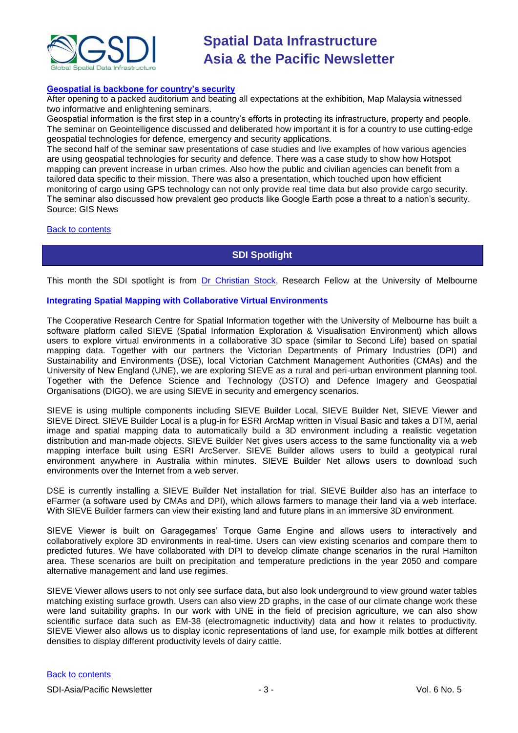**Geospatial is backbone for country's security**

After opening to a packed auditorium and beating all expectations at the exhibition, Map Malaysia witnessed two informative and enlightening seminars.

Geospatial information is the first step in a country's efforts in protecting its infrastructure, property and people. The seminar on Geointelligence discussed and deliberated how important it is for a country to use cutting-edge geospatial technologies for defence, emergency and security applications.

The second half of the seminar saw presentations of case studies and live examples of how various agencies are using geospatial technologies for security and defence. There was a case study to show how Hotspot mapping can prevent increase in urban crimes. Also how the public and civilian agencies can benefit from a tailored data specific to their mission. There was also a presentation, which touched upon how efficient monitoring of cargo using GPS technology can not only provide real time data but also provide cargo security. The seminar also discussed how prevalent geo products like Google Earth pose a threat to a nation's security.

Source: GIS News

Back to contents

## SDI Spotlight

This month the SDI spotlight is from Dr Christian Stock, Research Fellow at the University of Melbourne

### Integrating Spatial Mapping with Collaborative Virtual Environments

The Cooperative Research Centre for Spatial Information together with the University of Melbourne has built a software platform called SIEVE (Spatial Information Exploration & Visualisation Environment) which allows users to explore virtual environments in a collaborative 3D space (similar to Second Life) based on spatial mapping data. Together with our partners the Victorian Departments of Primary Industries (DPI) and Sustainability and Environments (DSE), local Victorian Catchment Management Authorities (CMAs) and the University of New England (UNE), we are exploring SIEVE as a rural and peri-urban environment planning tool. Together with the Defence Science and Technology (DSTO) and Defence Imagery and Geospatial Organisations (DIGO), we are using SIEVE in security and emergency scenarios.

SIEVE is using multiple components including SIEVE Builder Local, SIEVE Builder Net, SIEVE Viewer and SIEVE Direct. SIEVE Builder Local is a plug-in for ESRI ArcMap written in Visual Basic and takes a DTM, aerial image and spatial mapping data to automatically build a 3D environment including a realistic vegetation distribution and man-made objects. SIEVE Builder Net gives users access to the same functionality via a web mapping interface built using ESRI ArcServer. SIEVE Builder allows users to build a geotypical rural environment anywhere in Australia within minutes. SIEVE Builder Net allows users to download such environments over the Internet from a web server.

DSE is currently installing a SIEVE Builder Net installation for trial. SIEVE Builder also has an interface to eFarmer (a software used by CMAs and DPI), which allows farmers to manage their land via a web interface. With SIEVE Builder farmers can view their existing land and future plans in an immersive 3D environment.

SIEVE Viewer is built on Garagegames' Torque Game Engine and allows users to interactively and collaboratively explore 3D environments in real-time. Users can view existing scenarios and compare them to predicted futures. We have collaborated with DPI to develop climate change scenarios in the rural Hamilton area. These scenarios are built on precipitation and temperature predictions in the year 2050 and compare alternative management and land use regimes.

SIEVE Viewer allows users to not only see surface data, but also look underground to view ground water tables matching existing surface growth. Users can also view 2D graphs, in the case of our climate change work these were land suitability graphs. In our work with UNE in the field of precision agriculture, we can also show scientific surface data such as EM-38 (electromagnetic inductivity) data and how it relates to productivity. SIEVE Viewer also allows us to display iconic representations of land use, for example milk bottles at different densities to display different productivity levels of dairy cattle.

Back to contents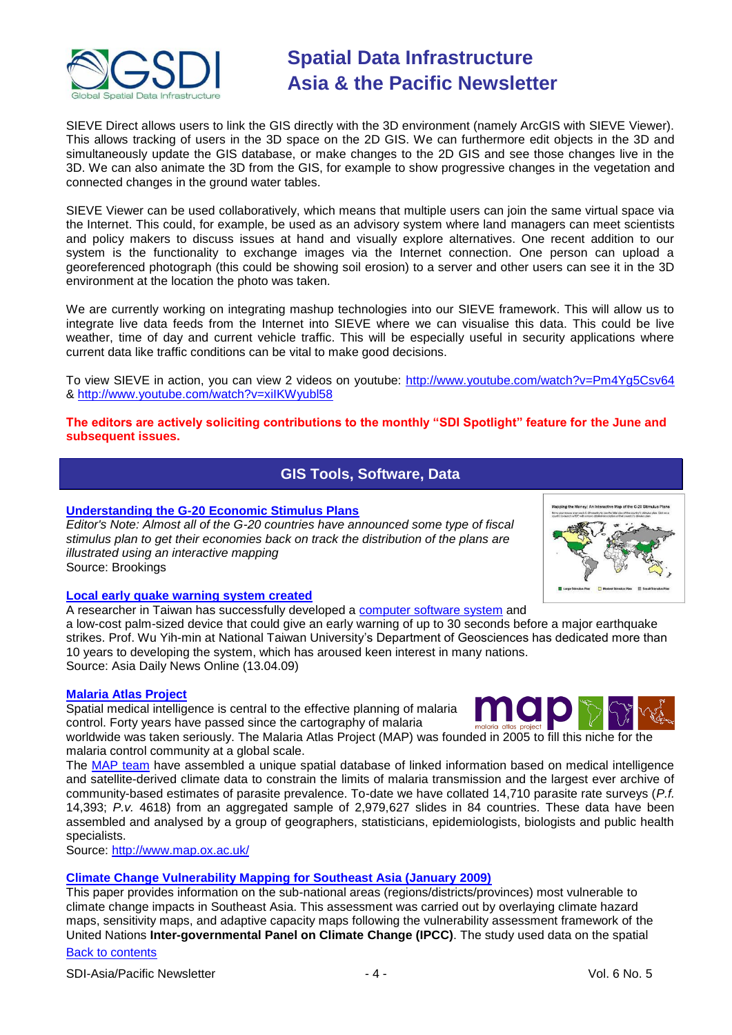SIEVE Direct allows users to link the GIS directly with the 3D environment (namely ArcGIS with SIEVE Viewer). This allows tracking of users in the 3D space on the 2D GIS. We can furthermore edit objects in the 3D and simultaneously update the GIS database, or make changes to the 2D GIS and see those changes live in the 3D. We can also animate the 3D from the GIS, for example to show progressive changes in the vegetation and connected changes in the ground water tables.

SIEVE Viewer can be used collaboratively, which means that multiple users can join the same virtual space via the Internet. This could, for example, be used as an advisory system where land managers can meet scientists and policy makers to discuss issues at hand and visually explore alternatives. One recent addition to our system is the functionality to exchange images via the Internet connection. One person can upload a georeferenced photograph (this could be showing soil erosion) to a server and other users can see it in the 3D environment at the location the photo was taken.

We are currently working on integrating mashup technologies into our SIEVE framework. This will allow us to integrate live data feeds from the Internet into SIEVE where we can visualise this data. This could be live weather, time of day and current vehicle traffic. This will be especially useful in security applications where current data like traffic conditions can be vital to make good decisions.

To view SIEVE in action, you can view 2 videos on youtube: http://www.youtube.com/watch?v=Pm4Yg5Csv64 & http://www.youtube.com/watch?v=xiIKWyubl58

**The editors are actively soliciting contributions to the monthly "SDI Spotlight" feature for the June and subsequent issues.**

## GIS Tools, Software, Data

### Understanding the G-20 Economic Stimulus Plans

*Editor's Note: Almost all of the G-20 countries have announced some type of fiscal stimulus plan to get their economies back on track the distribution of the plans are illustrated using an interactive mapping*

Source: Brookings

### Local early quake warning system created

A researcher in Taiwan has successfully developed a computer software system and a low-cost palm-sized device that could give an early warning of up to 30 seconds before a major earthquake strikes. Prof. Wu Yih-min at National Taiwan University's Department of Geosciences has dedicated more than 10 years to developing the system, which has aroused keen interest in many nations.

Source: Asia Daily News Online (13.04.09)

### Malaria Atlas Project

Spatial medical intelligence is central to the effective planning of malaria control. Forty years have passed since the cartography of malaria worldwide was taken seriously. The Malaria Atlas Project (MAP) was founded in 2005 to fill this niche for the malaria control community at a global scale.

The MAP team have assembled a unique spatial database of linked information based on medical intelligence and satellite-derived climate data to constrain the limits of malaria transmission and the largest ever archive of community-based estimates of parasite prevalence. To-date we have collated 14,710 parasite rate surveys (*P.f.* 14,393; *P.v.* 4618) from an aggregated sample of 2,979,627 slides in 84 countries. These data have been assembled and analysed by a group of geographers, statisticians, epidemiologists, biologists and public health specialists.

Source: http://www.map.ox.ac.uk/

### Climate Change Vulnerability Mapping for Southeast Asia (January 2009)

This paper provides information on the sub-national areas (regions/districts/provinces) most vulnerable to climate change impacts in Southeast Asia. This assessment was carried out by overlaying climate hazard maps, sensitivity maps, and adaptive capacity maps following the vulnerability assessment framework of the United Nations **Inter-governmental Panel on Climate Change (IPCC)**. The study used data on the spatial

Back to contents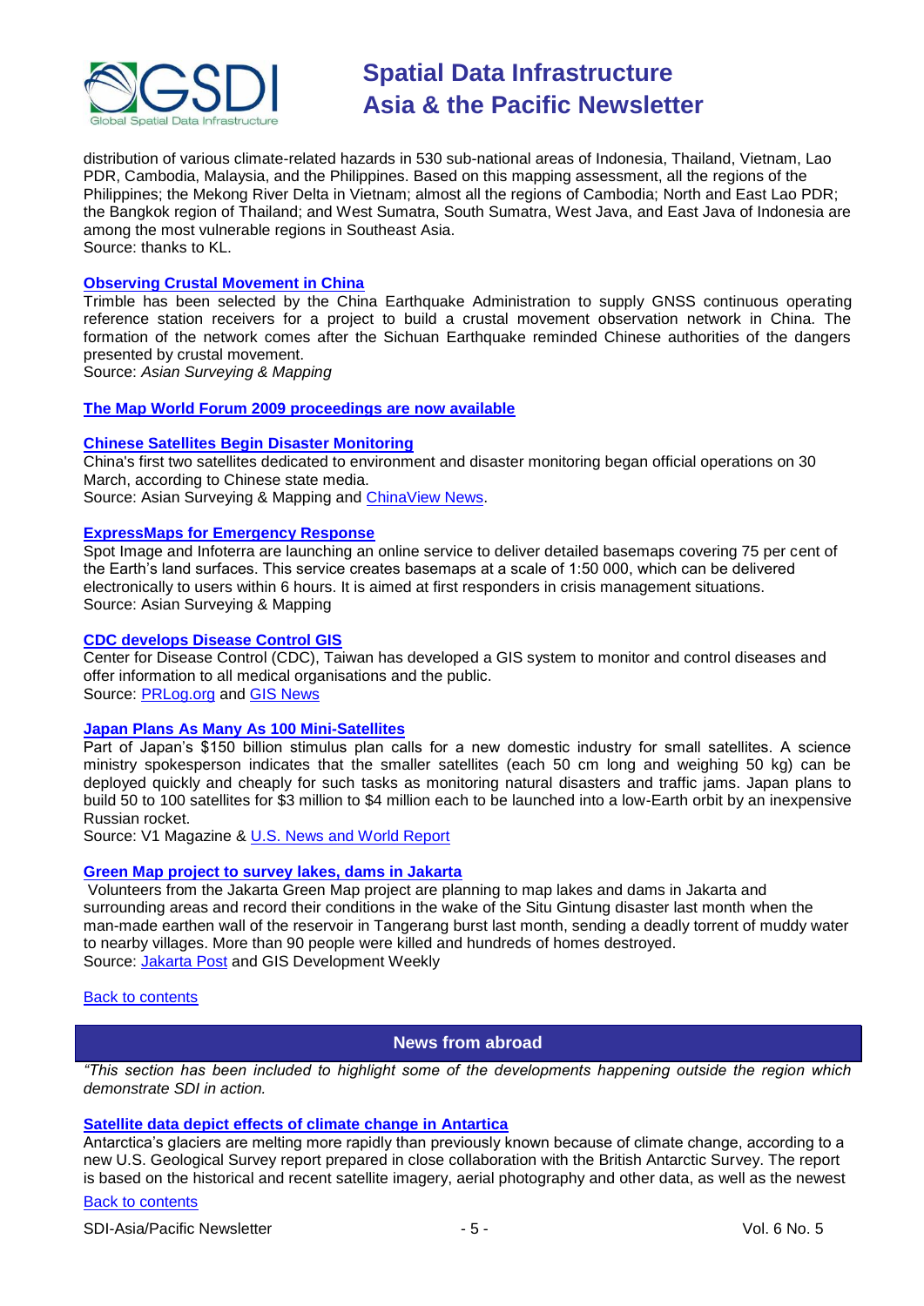distribution of various climate-related hazards in 530 sub-national areas of Indonesia, Thailand, Vietnam, Lao PDR, Cambodia, Malaysia, and the Philippines. Based on this mapping assessment, all the regions of the Philippines; the Mekong River Delta in Vietnam; almost all the regions of Cambodia; North and East Lao PDR; the Bangkok region of Thailand; and West Sumatra, South Sumatra, West Java, and East Java of Indonesia are among the most vulnerable regions in Southeast Asia.
Source: thanks to KL.

**Observing Crustal Movement in China**

Trimble has been selected by the China Earthquake Administration to supply GNSS continuous operating reference station receivers for a project to build a crustal movement observation network in China. The formation of the network comes after the Sichuan Earthquake reminded Chinese authorities of the dangers presented by crustal movement.
Source: *Asian Surveying & Mapping*

**The Map World Forum 2009 proceedings are now available**

**Chinese Satellites Begin Disaster Monitoring**

China's first two satellites dedicated to environment and disaster monitoring began official operations on 30 March, according to Chinese state media.
Source: Asian Surveying & Mapping and ChinaView News.

**ExpressMaps for Emergency Response**

Spot Image and Infoterra are launching an online service to deliver detailed basemaps covering 75 per cent of the Earth's land surfaces. This service creates basemaps at a scale of 1:50 000, which can be delivered electronically to users within 6 hours. It is aimed at first responders in crisis management situations.
Source: Asian Surveying & Mapping

**CDC develops Disease Control GIS**

Center for Disease Control (CDC), Taiwan has developed a GIS system to monitor and control diseases and offer information to all medical organisations and the public.
Source: PRLog.org and GIS News

**Japan Plans As Many As 100 Mini-Satellites**

Part of Japan's $150 billion stimulus plan calls for a new domestic industry for small satellites. A science ministry spokesperson indicates that the smaller satellites (each 50 cm long and weighing 50 kg) can be deployed quickly and cheaply for such tasks as monitoring natural disasters and traffic jams. Japan plans to build 50 to 100 satellites for $3 million to $4 million each to be launched into a low-Earth orbit by an inexpensive Russian rocket.
Source: V1 Magazine & U.S. News and World Report

**Green Map project to survey lakes, dams in Jakarta**

Volunteers from the Jakarta Green Map project are planning to map lakes and dams in Jakarta and surrounding areas and record their conditions in the wake of the Situ Gintung disaster last month when the man-made earthen wall of the reservoir in Tangerang burst last month, sending a deadly torrent of muddy water to nearby villages. More than 90 people were killed and hundreds of homes destroyed.
Source: Jakarta Post and GIS Development Weekly

Back to contents

## News from abroad

*"This section has been included to highlight some of the developments happening outside the region which demonstrate SDI in action.*

**Satellite data depict effects of climate change in Antartica**

Antarctica's glaciers are melting more rapidly than previously known because of climate change, according to a new U.S. Geological Survey report prepared in close collaboration with the British Antarctic Survey. The report is based on the historical and recent satellite imagery, aerial photography and other data, as well as the newest

Back to contents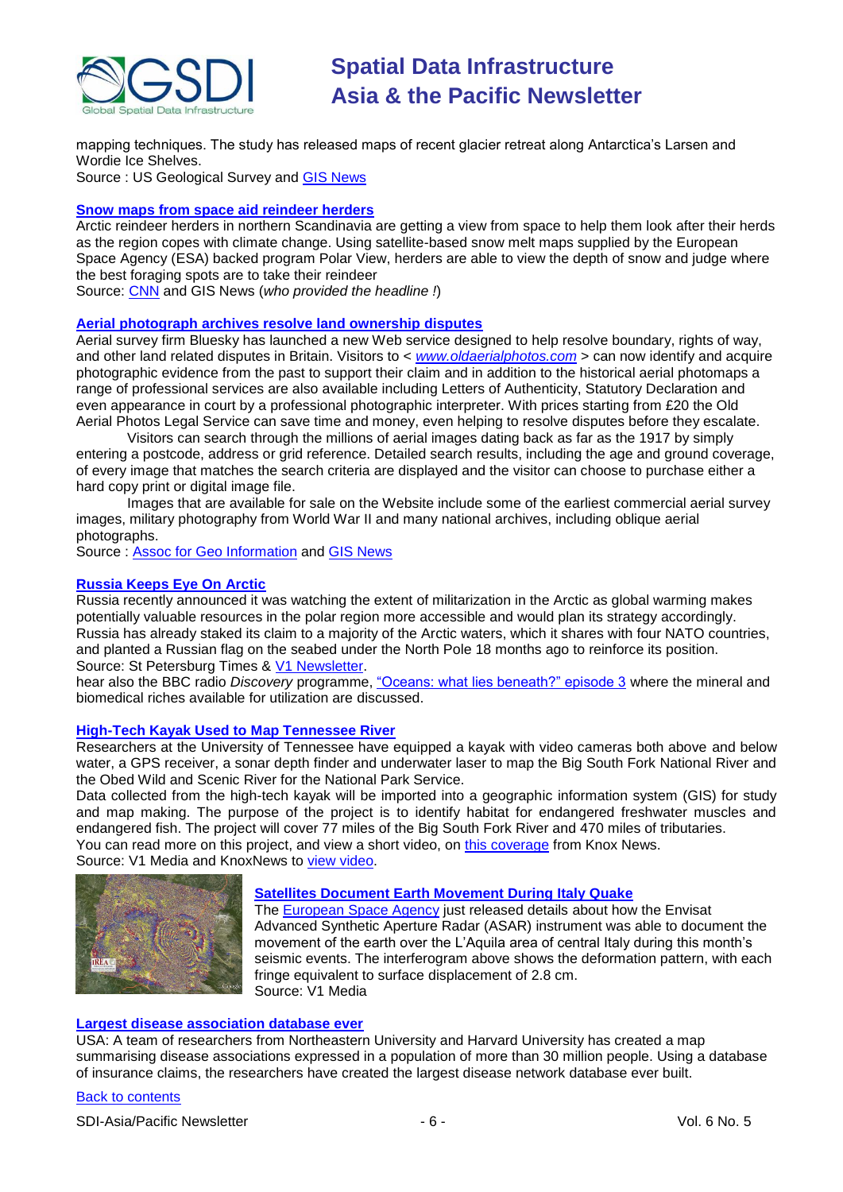mapping techniques. The study has released maps of recent glacier retreat along Antarctica's Larsen and Wordie Ice Shelves.
Source : US Geological Survey and GIS News

### Snow maps from space aid reindeer herders

Arctic reindeer herders in northern Scandinavia are getting a view from space to help them look after their herds as the region copes with climate change. Using satellite-based snow melt maps supplied by the European Space Agency (ESA) backed program Polar View, herders are able to view the depth of snow and judge where the best foraging spots are to take their reindeer
Source: CNN and GIS News (*who provided the headline !*)

### Aerial photograph archives resolve land ownership disputes

Aerial survey firm Bluesky has launched a new Web service designed to help resolve boundary, rights of way, and other land related disputes in Britain. Visitors to < *www.oldaerialphotos.com* > can now identify and acquire photographic evidence from the past to support their claim and in addition to the historical aerial photomaps a range of professional services are also available including Letters of Authenticity, Statutory Declaration and even appearance in court by a professional photographic interpreter. With prices starting from £20 the Old Aerial Photos Legal Service can save time and money, even helping to resolve disputes before they escalate.

Visitors can search through the millions of aerial images dating back as far as the 1917 by simply entering a postcode, address or grid reference. Detailed search results, including the age and ground coverage, of every image that matches the search criteria are displayed and the visitor can choose to purchase either a hard copy print or digital image file.

Images that are available for sale on the Website include some of the earliest commercial aerial survey images, military photography from World War II and many national archives, including oblique aerial photographs.
Source : Assoc for Geo Information and GIS News

### Russia Keeps Eye On Arctic

Russia recently announced it was watching the extent of militarization in the Arctic as global warming makes potentially valuable resources in the polar region more accessible and would plan its strategy accordingly. Russia has already staked its claim to a majority of the Arctic waters, which it shares with four NATO countries, and planted a Russian flag on the seabed under the North Pole 18 months ago to reinforce its position.
Source: St Petersburg Times & V1 Newsletter.
hear also the BBC radio *Discovery* programme, "Oceans: what lies beneath?" episode 3 where the mineral and biomedical riches available for utilization are discussed.

### High-Tech Kayak Used to Map Tennessee River

Researchers at the University of Tennessee have equipped a kayak with video cameras both above and below water, a GPS receiver, a sonar depth finder and underwater laser to map the Big South Fork National River and the Obed Wild and Scenic River for the National Park Service.
Data collected from the high-tech kayak will be imported into a geographic information system (GIS) for study and map making. The purpose of the project is to identify habitat for endangered freshwater muscles and endangered fish. The project will cover 77 miles of the Big South Fork River and 470 miles of tributaries.
You can read more on this project, and view a short video, on this coverage from Knox News.
Source: V1 Media and KnoxNews to view video.

### Satellites Document Earth Movement During Italy Quake

The European Space Agency just released details about how the Envisat Advanced Synthetic Aperture Radar (ASAR) instrument was able to document the movement of the earth over the L'Aquila area of central Italy during this month's seismic events. The interferogram above shows the deformation pattern, with each fringe equivalent to surface displacement of 2.8 cm.
Source: V1 Media

### Largest disease association database ever

USA: A team of researchers from Northeastern University and Harvard University has created a map summarising disease associations expressed in a population of more than 30 million people. Using a database of insurance claims, the researchers have created the largest disease network database ever built.

Back to contents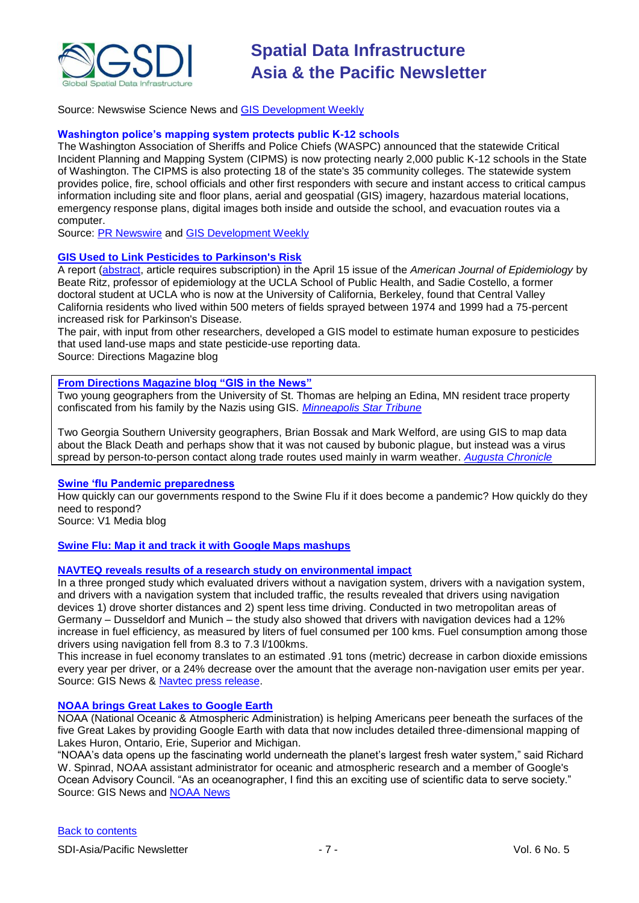Source: Newswise Science News and GIS Development Weekly

### Washington police's mapping system protects public K-12 schools

The Washington Association of Sheriffs and Police Chiefs (WASPC) announced that the statewide Critical Incident Planning and Mapping System (CIPMS) is now protecting nearly 2,000 public K-12 schools in the State of Washington. The CIPMS is also protecting 18 of the state's 35 community colleges. The statewide system provides police, fire, school officials and other first responders with secure and instant access to critical campus information including site and floor plans, aerial and geospatial (GIS) imagery, hazardous material locations, emergency response plans, digital images both inside and outside the school, and evacuation routes via a computer.
Source: PR Newswire and GIS Development Weekly

### GIS Used to Link Pesticides to Parkinson's Risk

A report (abstract, article requires subscription) in the April 15 issue of the *American Journal of Epidemiology* by Beate Ritz, professor of epidemiology at the UCLA School of Public Health, and Sadie Costello, a former doctoral student at UCLA who is now at the University of California, Berkeley, found that Central Valley California residents who lived within 500 meters of fields sprayed between 1974 and 1999 had a 75-percent increased risk for Parkinson's Disease.
The pair, with input from other researchers, developed a GIS model to estimate human exposure to pesticides that used land-use maps and state pesticide-use reporting data.
Source: Directions Magazine blog

### From Directions Magazine blog "GIS in the News"

Two young geographers from the University of St. Thomas are helping an Edina, MN resident trace property confiscated from his family by the Nazis using GIS. *Minneapolis Star Tribune*

Two Georgia Southern University geographers, Brian Bossak and Mark Welford, are using GIS to map data about the Black Death and perhaps show that it was not caused by bubonic plague, but instead was a virus spread by person-to-person contact along trade routes used mainly in warm weather. *Augusta Chronicle*

### Swine 'flu Pandemic preparedness

How quickly can our governments respond to the Swine Flu if it does become a pandemic? How quickly do they need to respond?
Source: V1 Media blog

### Swine Flu: Map it and track it with Google Maps mashups

### NAVTEQ reveals results of a research study on environmental impact

In a three pronged study which evaluated drivers without a navigation system, drivers with a navigation system, and drivers with a navigation system that included traffic, the results revealed that drivers using navigation devices 1) drove shorter distances and 2) spent less time driving. Conducted in two metropolitan areas of Germany – Dusseldorf and Munich – the study also showed that drivers with navigation devices had a 12% increase in fuel efficiency, as measured by liters of fuel consumed per 100 kms. Fuel consumption among those drivers using navigation fell from 8.3 to 7.3 l/100kms.
This increase in fuel economy translates to an estimated .91 tons (metric) decrease in carbon dioxide emissions every year per driver, or a 24% decrease over the amount that the average non-navigation user emits per year.
Source: GIS News & Navtec press release.

### NOAA brings Great Lakes to Google Earth

NOAA (National Oceanic & Atmospheric Administration) is helping Americans peer beneath the surfaces of the five Great Lakes by providing Google Earth with data that now includes detailed three-dimensional mapping of Lakes Huron, Ontario, Erie, Superior and Michigan.
"NOAA's data opens up the fascinating world underneath the planet's largest fresh water system," said Richard W. Spinrad, NOAA assistant administrator for oceanic and atmospheric research and a member of Google's Ocean Advisory Council. "As an oceanographer, I find this an exciting use of scientific data to serve society."
Source: GIS News and NOAA News

Back to contents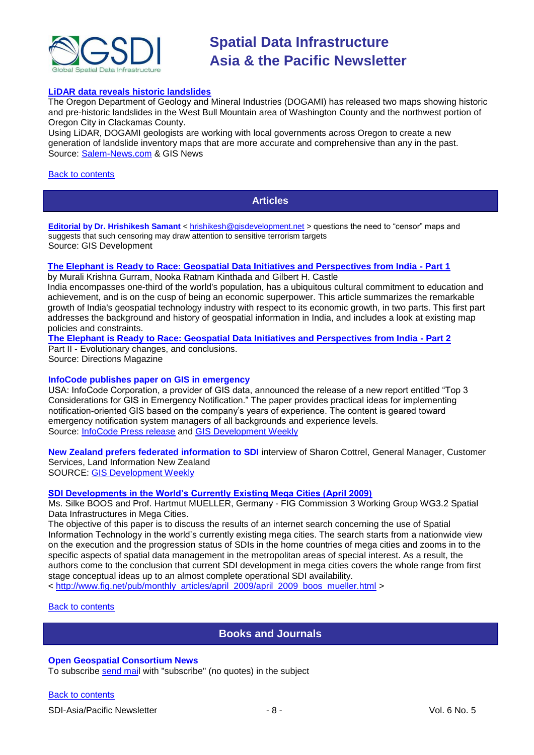**LiDAR data reveals historic landslides**

The Oregon Department of Geology and Mineral Industries (DOGAMI) has released two maps showing historic and pre-historic landslides in the West Bull Mountain area of Washington County and the northwest portion of Oregon City in Clackamas County.

Using LiDAR, DOGAMI geologists are working with local governments across Oregon to create a new generation of landslide inventory maps that are more accurate and comprehensive than any in the past.

Source: Salem-News.com & GIS News

Back to contents

## Articles

**Editorial by Dr. Hrishikesh Samant** < hrishikesh@gisdevelopment.net > questions the need to "censor" maps and suggests that such censoring may draw attention to sensitive terrorism targets

Source: GIS Development

**The Elephant is Ready to Race: Geospatial Data Initiatives and Perspectives from India - Part 1**

by Murali Krishna Gurram, Nooka Ratnam Kinthada and Gilbert H. Castle

India encompasses one-third of the world's population, has a ubiquitous cultural commitment to education and achievement, and is on the cusp of being an economic superpower. This article summarizes the remarkable growth of India's geospatial technology industry with respect to its economic growth, in two parts. This first part addresses the background and history of geospatial information in India, and includes a look at existing map policies and constraints.

**The Elephant is Ready to Race: Geospatial Data Initiatives and Perspectives from India - Part 2**

Part II - Evolutionary changes, and conclusions.

Source: Directions Magazine

**InfoCode publishes paper on GIS in emergency**

USA: InfoCode Corporation, a provider of GIS data, announced the release of a new report entitled "Top 3 Considerations for GIS in Emergency Notification." The paper provides practical ideas for implementing notification-oriented GIS based on the company's years of experience. The content is geared toward emergency notification system managers of all backgrounds and experience levels.

Source: InfoCode Press release and GIS Development Weekly

**New Zealand prefers federated information to SDI** interview of Sharon Cottrel, General Manager, Customer Services, Land Information New Zealand

SOURCE: GIS Development Weekly

**SDI Developments in the World's Currently Existing Mega Cities (April 2009)**

Ms. Silke BOOS and Prof. Hartmut MUELLER, Germany - FIG Commission 3 Working Group WG3.2 Spatial Data Infrastructures in Mega Cities.

The objective of this paper is to discuss the results of an internet search concerning the use of Spatial Information Technology in the world's currently existing mega cities. The search starts from a nationwide view on the execution and the progression status of SDIs in the home countries of mega cities and zooms in to the specific aspects of spatial data management in the metropolitan areas of special interest. As a result, the authors come to the conclusion that current SDI development in mega cities covers the whole range from first stage conceptual ideas up to an almost complete operational SDI availability.

< http://www.fig.net/pub/monthly_articles/april_2009/april_2009_boos_mueller.html >

Back to contents

## Books and Journals

**Open Geospatial Consortium News**

To subscribe send mail with "subscribe" (no quotes) in the subject

Back to contents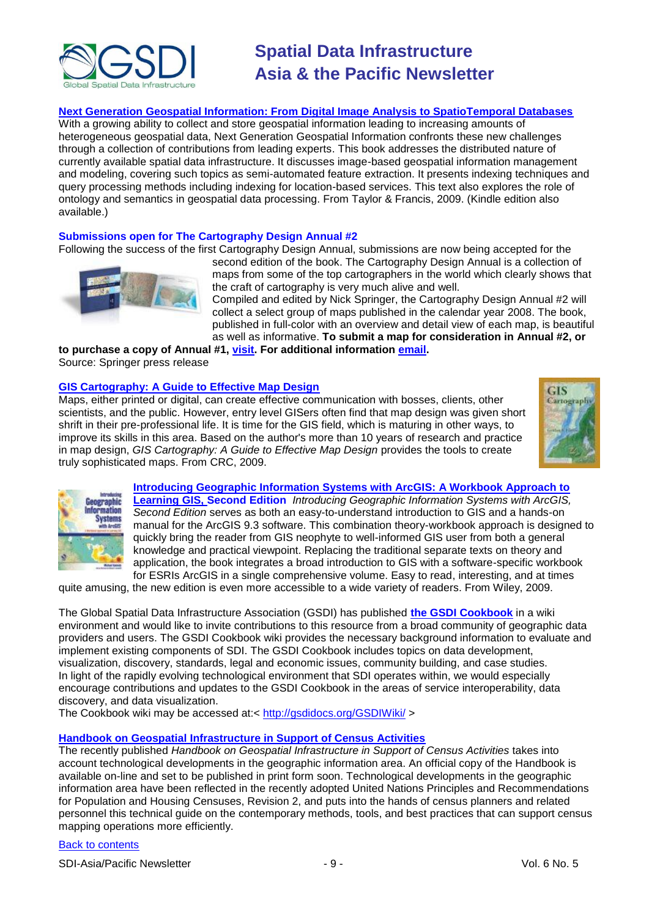**Next Generation Geospatial Information: From Digital Image Analysis to SpatioTemporal Databases**

With a growing ability to collect and store geospatial information leading to increasing amounts of heterogeneous geospatial data, Next Generation Geospatial Information confronts these new challenges through a collection of contributions from leading experts. This book addresses the distributed nature of currently available spatial data infrastructure. It discusses image-based geospatial information management and modeling, covering such topics as semi-automated feature extraction. It presents indexing techniques and query processing methods including indexing for location-based services. This text also explores the role of ontology and semantics in geospatial data processing. From Taylor & Francis, 2009. (Kindle edition also available.)

**Submissions open for The Cartography Design Annual #2**

Following the success of the first Cartography Design Annual, submissions are now being accepted for the second edition of the book. The Cartography Design Annual is a collection of maps from some of the top cartographers in the world which clearly shows that the craft of cartography is very much alive and well.

Compiled and edited by Nick Springer, the Cartography Design Annual #2 will collect a select group of maps published in the calendar year 2008. The book, published in full-color with an overview and detail view of each map, is beautiful as well as informative. **To submit a map for consideration in Annual #2, or to purchase a copy of Annual #1, visit. For additional information email.**

Source: Springer press release

**GIS Cartography: A Guide to Effective Map Design**

Maps, either printed or digital, can create effective communication with bosses, clients, other scientists, and the public. However, entry level GISers often find that map design was given short shrift in their pre-professional life. It is time for the GIS field, which is maturing in other ways, to improve its skills in this area. Based on the author's more than 10 years of research and practice in map design, *GIS Cartography: A Guide to Effective Map Design* provides the tools to create truly sophisticated maps. From CRC, 2009.

**Introducing Geographic Information Systems with ArcGIS: A Workbook Approach to Learning GIS, Second Edition** *Introducing Geographic Information Systems with ArcGIS, Second Edition* serves as both an easy-to-understand introduction to GIS and a hands-on manual for the ArcGIS 9.3 software. This combination theory-workbook approach is designed to quickly bring the reader from GIS neophyte to well-informed GIS user from both a general knowledge and practical viewpoint. Replacing the traditional separate texts on theory and application, the book integrates a broad introduction to GIS with a software-specific workbook for ESRIs ArcGIS in a single comprehensive volume. Easy to read, interesting, and at times quite amusing, the new edition is even more accessible to a wide variety of readers. From Wiley, 2009.

The Global Spatial Data Infrastructure Association (GSDI) has published **the GSDI Cookbook** in a wiki environment and would like to invite contributions to this resource from a broad community of geographic data providers and users. The GSDI Cookbook wiki provides the necessary background information to evaluate and implement existing components of SDI. The GSDI Cookbook includes topics on data development, visualization, discovery, standards, legal and economic issues, community building, and case studies. In light of the rapidly evolving technological environment that SDI operates within, we would especially encourage contributions and updates to the GSDI Cookbook in the areas of service interoperability, data discovery, and data visualization.

The Cookbook wiki may be accessed at:< http://gsdidocs.org/GSDIWiki/ >

**Handbook on Geospatial Infrastructure in Support of Census Activities**

The recently published *Handbook on Geospatial Infrastructure in Support of Census Activities* takes into account technological developments in the geographic information area. An official copy of the Handbook is available on-line and set to be published in print form soon. Technological developments in the geographic information area have been reflected in the recently adopted United Nations Principles and Recommendations for Population and Housing Censuses, Revision 2, and puts into the hands of census planners and related personnel this technical guide on the contemporary methods, tools, and best practices that can support census mapping operations more efficiently.

Back to contents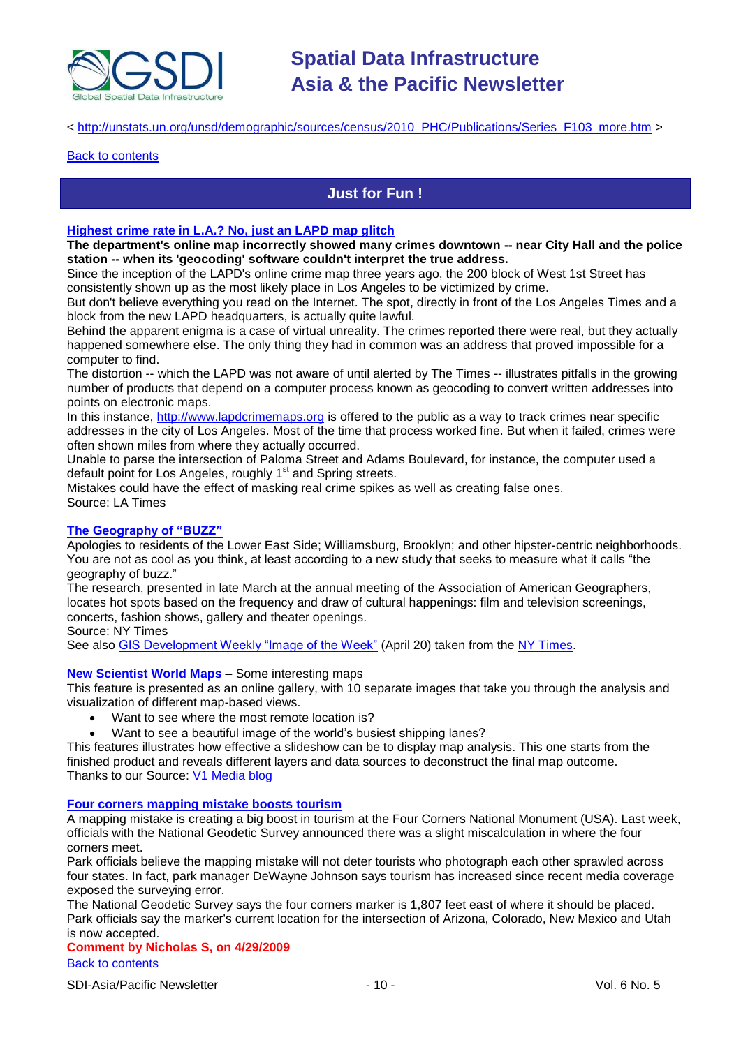< http://unstats.un.org/unsd/demographic/sources/census/2010_PHC/Publications/Series_F103_more.htm >

Back to contents

## Just for Fun !

### Highest crime rate in L.A.? No, just an LAPD map glitch

**The department's online map incorrectly showed many crimes downtown -- near City Hall and the police station -- when its 'geocoding' software couldn't interpret the true address.**

Since the inception of the LAPD's online crime map three years ago, the 200 block of West 1st Street has consistently shown up as the most likely place in Los Angeles to be victimized by crime.

But don't believe everything you read on the Internet. The spot, directly in front of the Los Angeles Times and a block from the new LAPD headquarters, is actually quite lawful.

Behind the apparent enigma is a case of virtual unreality. The crimes reported there were real, but they actually happened somewhere else. The only thing they had in common was an address that proved impossible for a computer to find.

The distortion -- which the LAPD was not aware of until alerted by The Times -- illustrates pitfalls in the growing number of products that depend on a computer process known as geocoding to convert written addresses into points on electronic maps.

In this instance, http://www.lapdcrimemaps.org is offered to the public as a way to track crimes near specific addresses in the city of Los Angeles. Most of the time that process worked fine. But when it failed, crimes were often shown miles from where they actually occurred.

Unable to parse the intersection of Paloma Street and Adams Boulevard, for instance, the computer used a default point for Los Angeles, roughly 1st and Spring streets.

Mistakes could have the effect of masking real crime spikes as well as creating false ones.

Source: LA Times

### The Geography of "BUZZ"

Apologies to residents of the Lower East Side; Williamsburg, Brooklyn; and other hipster-centric neighborhoods. You are not as cool as you think, at least according to a new study that seeks to measure what it calls "the geography of buzz."

The research, presented in late March at the annual meeting of the Association of American Geographers, locates hot spots based on the frequency and draw of cultural happenings: film and television screenings, concerts, fashion shows, gallery and theater openings.

Source: NY Times

See also GIS Development Weekly "Image of the Week" (April 20) taken from the NY Times.

**New Scientist World Maps** – Some interesting maps

This feature is presented as an online gallery, with 10 separate images that take you through the analysis and visualization of different map-based views.

- Want to see where the most remote location is?
- Want to see a beautiful image of the world's busiest shipping lanes?

This features illustrates how effective a slideshow can be to display map analysis. This one starts from the finished product and reveals different layers and data sources to deconstruct the final map outcome.

Thanks to our Source: V1 Media blog

### Four corners mapping mistake boosts tourism

A mapping mistake is creating a big boost in tourism at the Four Corners National Monument (USA). Last week, officials with the National Geodetic Survey announced there was a slight miscalculation in where the four corners meet.

Park officials believe the mapping mistake will not deter tourists who photograph each other sprawled across four states. In fact, park manager DeWayne Johnson says tourism has increased since recent media coverage exposed the surveying error.

The National Geodetic Survey says the four corners marker is 1,807 feet east of where it should be placed. Park officials say the marker's current location for the intersection of Arizona, Colorado, New Mexico and Utah is now accepted.

**Comment by Nicholas S, on 4/29/2009**

Back to contents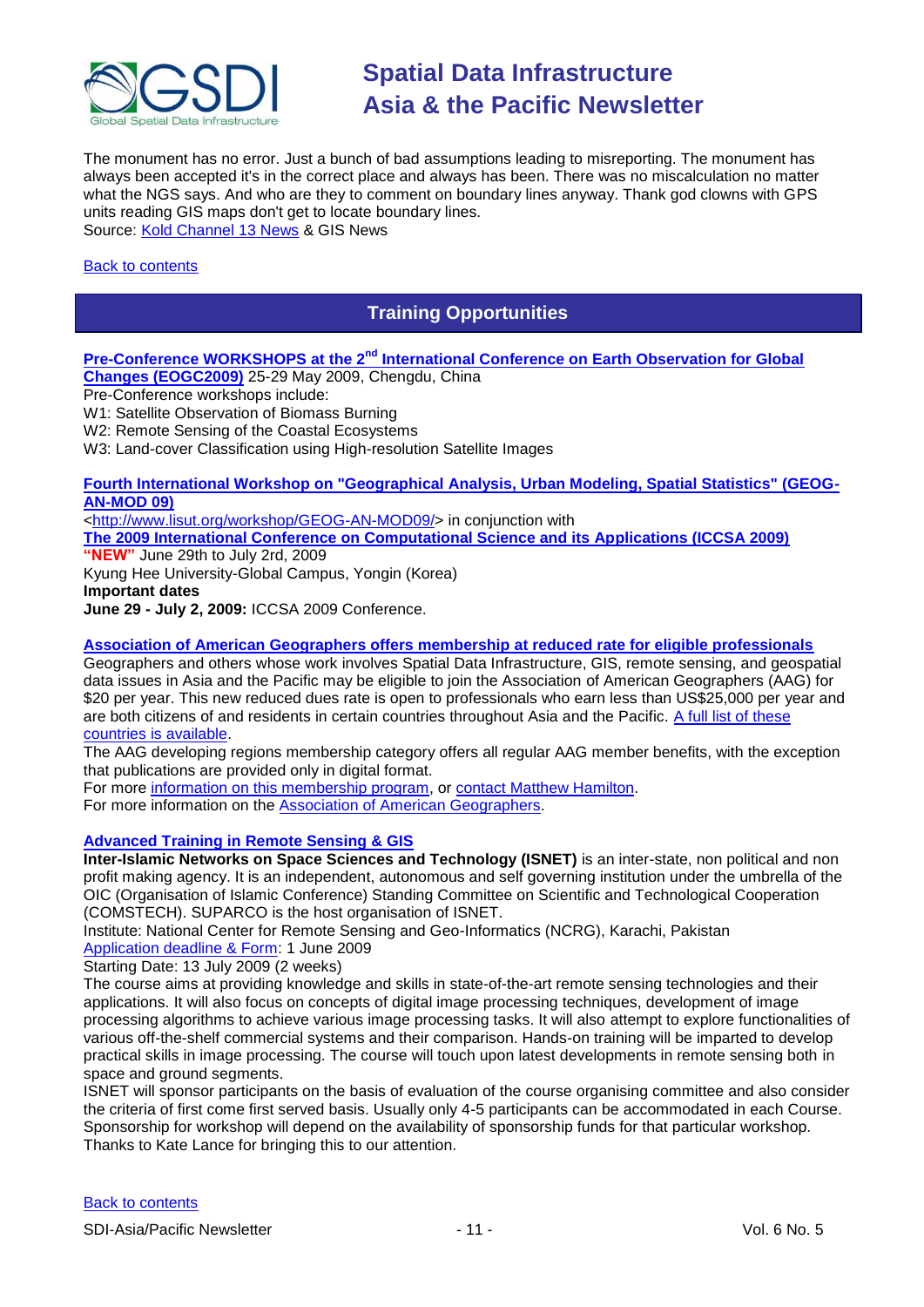The monument has no error. Just a bunch of bad assumptions leading to misreporting. The monument has always been accepted it's in the correct place and always has been. There was no miscalculation no matter what the NGS says. And who are they to comment on boundary lines anyway. Thank god clowns with GPS units reading GIS maps don't get to locate boundary lines.
Source: Kold Channel 13 News & GIS News

Back to contents

## Training Opportunities

**Pre-Conference WORKSHOPS at the 2nd International Conference on Earth Observation for Global Changes (EOGC2009)** 25-29 May 2009, Chengdu, China
Pre-Conference workshops include:
W1: Satellite Observation of Biomass Burning
W2: Remote Sensing of the Coastal Ecosystems
W3: Land-cover Classification using High-resolution Satellite Images

**Fourth International Workshop on "Geographical Analysis, Urban Modeling, Spatial Statistics" (GEOG-AN-MOD 09)**
<http://www.lisut.org/workshop/GEOG-AN-MOD09/> in conjunction with
**The 2009 International Conference on Computational Science and its Applications (ICCSA 2009)**
**"NEW"** June 29th to July 2rd, 2009
Kyung Hee University-Global Campus, Yongin (Korea)
**Important dates**
**June 29 - July 2, 2009:** ICCSA 2009 Conference.

**Association of American Geographers offers membership at reduced rate for eligible professionals**
Geographers and others whose work involves Spatial Data Infrastructure, GIS, remote sensing, and geospatial data issues in Asia and the Pacific may be eligible to join the Association of American Geographers (AAG) for $20 per year. This new reduced dues rate is open to professionals who earn less than US$25,000 per year and are both citizens of and residents in certain countries throughout Asia and the Pacific. A full list of these countries is available.
The AAG developing regions membership category offers all regular AAG member benefits, with the exception that publications are provided only in digital format.
For more information on this membership program, or contact Matthew Hamilton.
For more information on the Association of American Geographers.

**Advanced Training in Remote Sensing & GIS**
**Inter-Islamic Networks on Space Sciences and Technology (ISNET)** is an inter-state, non political and non profit making agency. It is an independent, autonomous and self governing institution under the umbrella of the OIC (Organisation of Islamic Conference) Standing Committee on Scientific and Technological Cooperation (COMSTECH). SUPARCO is the host organisation of ISNET.
Institute: National Center for Remote Sensing and Geo-Informatics (NCRG), Karachi, Pakistan
Application deadline & Form: 1 June 2009
Starting Date: 13 July 2009 (2 weeks)
The course aims at providing knowledge and skills in state-of-the-art remote sensing technologies and their applications. It will also focus on concepts of digital image processing techniques, development of image processing algorithms to achieve various image processing tasks. It will also attempt to explore functionalities of various off-the-shelf commercial systems and their comparison. Hands-on training will be imparted to develop practical skills in image processing. The course will touch upon latest developments in remote sensing both in space and ground segments.
ISNET will sponsor participants on the basis of evaluation of the course organising committee and also consider the criteria of first come first served basis. Usually only 4-5 participants can be accommodated in each Course. Sponsorship for workshop will depend on the availability of sponsorship funds for that particular workshop.
Thanks to Kate Lance for bringing this to our attention.

Back to contents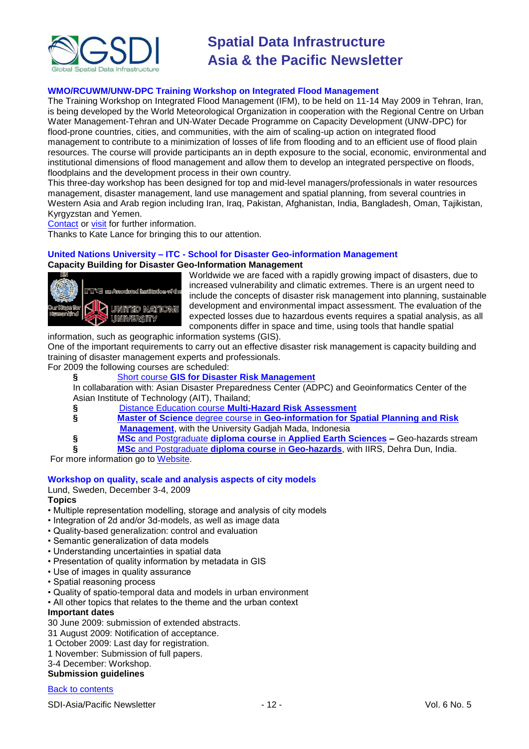### WMO/RCUWM/UNW-DPC Training Workshop on Integrated Flood Management

The Training Workshop on Integrated Flood Management (IFM), to be held on 11-14 May 2009 in Tehran, Iran, is being developed by the World Meteorological Organization in cooperation with the Regional Centre on Urban Water Management-Tehran and UN-Water Decade Programme on Capacity Development (UNW-DPC) for flood-prone countries, cities, and communities, with the aim of scaling-up action on integrated flood management to contribute to a minimization of losses of life from flooding and to an efficient use of flood plain resources. The course will provide participants an in depth exposure to the social, economic, environmental and institutional dimensions of flood management and allow them to develop an integrated perspective on floods, floodplains and the development process in their own country.

This three-day workshop has been designed for top and mid-level managers/professionals in water resources management, disaster management, land use management and spatial planning, from several countries in Western Asia and Arab region including Iran, Iraq, Pakistan, Afghanistan, India, Bangladesh, Oman, Tajikistan, Kyrgyzstan and Yemen.

Contact or visit for further information.

Thanks to Kate Lance for bringing this to our attention.

### United Nations University – ITC - School for Disaster Geo-information Management

**Capacity Building for Disaster Geo-Information Management**

Worldwide we are faced with a rapidly growing impact of disasters, due to increased vulnerability and climatic extremes. There is an urgent need to include the concepts of disaster risk management into planning, sustainable development and environmental impact assessment. The evaluation of the expected losses due to hazardous events requires a spatial analysis, as all components differ in space and time, using tools that handle spatial information, such as geographic information systems (GIS).

One of the important requirements to carry out an effective disaster risk management is capacity building and training of disaster management experts and professionals.

For 2009 the following courses are scheduled:

- Short course **GIS for Disaster Risk Management**
  In collaboration with: Asian Disaster Preparedness Center (ADPC) and Geoinformatics Center of the Asian Institute of Technology (AIT), Thailand;
- Distance Education course **Multi-Hazard Risk Assessment**
- **Master of Science** degree course in **Geo-information for Spatial Planning and Risk Management**, with the University Gadjah Mada, Indonesia
- **MSc** and Postgraduate **diploma course** in **Applied Earth Sciences** – Geo-hazards stream
- **MSc** and Postgraduate **diploma course** in **Geo-hazards**, with IIRS, Dehra Dun, India.

For more information go to Website.

### Workshop on quality, scale and analysis aspects of city models

Lund, Sweden, December 3-4, 2009

**Topics**

- Multiple representation modelling, storage and analysis of city models
- Integration of 2d and/or 3d-models, as well as image data
- Quality-based generalization: control and evaluation
- Semantic generalization of data models
- Understanding uncertainties in spatial data
- Presentation of quality information by metadata in GIS
- Use of images in quality assurance
- Spatial reasoning process
- Quality of spatio-temporal data and models in urban environment
- All other topics that relates to the theme and the urban context

**Important dates**

30 June 2009: submission of extended abstracts.
31 August 2009: Notification of acceptance.
1 October 2009: Last day for registration.
1 November: Submission of full papers.
3-4 December: Workshop.

**Submission guidelines**

Back to contents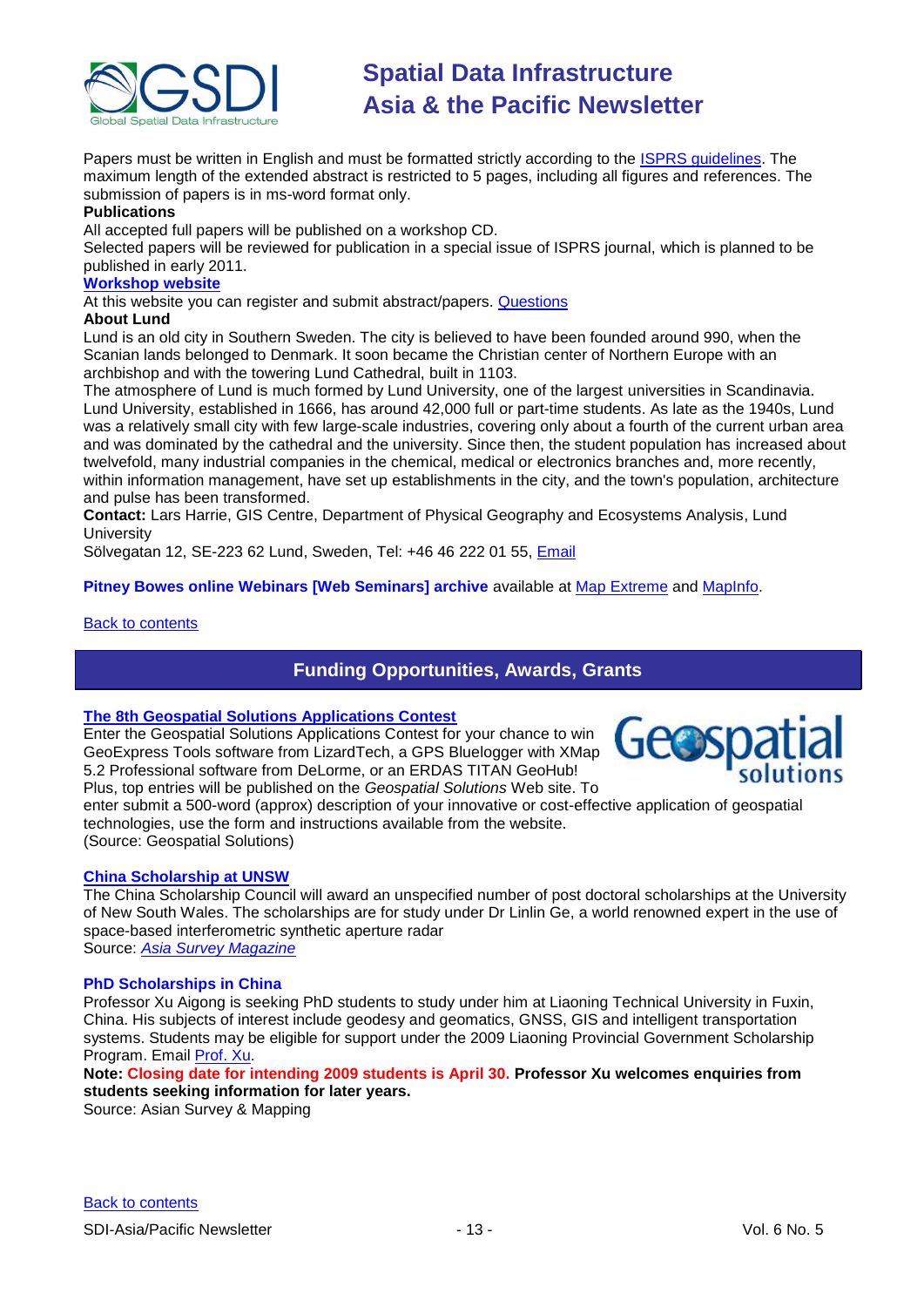Papers must be written in English and must be formatted strictly according to the ISPRS guidelines. The maximum length of the extended abstract is restricted to 5 pages, including all figures and references. The submission of papers is in ms-word format only.

**Publications**

All accepted full papers will be published on a workshop CD.

Selected papers will be reviewed for publication in a special issue of ISPRS journal, which is planned to be published in early 2011.

**Workshop website**

At this website you can register and submit abstract/papers. Questions

**About Lund**

Lund is an old city in Southern Sweden. The city is believed to have been founded around 990, when the Scanian lands belonged to Denmark. It soon became the Christian center of Northern Europe with an archbishop and with the towering Lund Cathedral, built in 1103.

The atmosphere of Lund is much formed by Lund University, one of the largest universities in Scandinavia. Lund University, established in 1666, has around 42,000 full or part-time students. As late as the 1940s, Lund was a relatively small city with few large-scale industries, covering only about a fourth of the current urban area and was dominated by the cathedral and the university. Since then, the student population has increased about twelvefold, many industrial companies in the chemical, medical or electronics branches and, more recently, within information management, have set up establishments in the city, and the town's population, architecture and pulse has been transformed.

**Contact:** Lars Harrie, GIS Centre, Department of Physical Geography and Ecosystems Analysis, Lund University

Sölvegatan 12, SE-223 62 Lund, Sweden, Tel: +46 46 222 01 55, Email

**Pitney Bowes online Webinars [Web Seminars] archive** available at Map Extreme and MapInfo.

Back to contents

## Funding Opportunities, Awards, Grants

### The 8th Geospatial Solutions Applications Contest

Enter the Geospatial Solutions Applications Contest for your chance to win GeoExpress Tools software from LizardTech, a GPS Bluelogger with XMap 5.2 Professional software from DeLorme, or an ERDAS TITAN GeoHub! Plus, top entries will be published on the *Geospatial Solutions* Web site. To enter submit a 500-word (approx) description of your innovative or cost-effective application of geospatial technologies, use the form and instructions available from the website.

(Source: Geospatial Solutions)

### China Scholarship at UNSW

The China Scholarship Council will award an unspecified number of post doctoral scholarships at the University of New South Wales. The scholarships are for study under Dr Linlin Ge, a world renowned expert in the use of space-based interferometric synthetic aperture radar

Source: *Asia Survey Magazine*

### PhD Scholarships in China

Professor Xu Aigong is seeking PhD students to study under him at Liaoning Technical University in Fuxin, China. His subjects of interest include geodesy and geomatics, GNSS, GIS and intelligent transportation systems. Students may be eligible for support under the 2009 Liaoning Provincial Government Scholarship Program. Email Prof. Xu.

**Note: Closing date for intending 2009 students is April 30. Professor Xu welcomes enquiries from students seeking information for later years.**

Source: Asian Survey & Mapping

Back to contents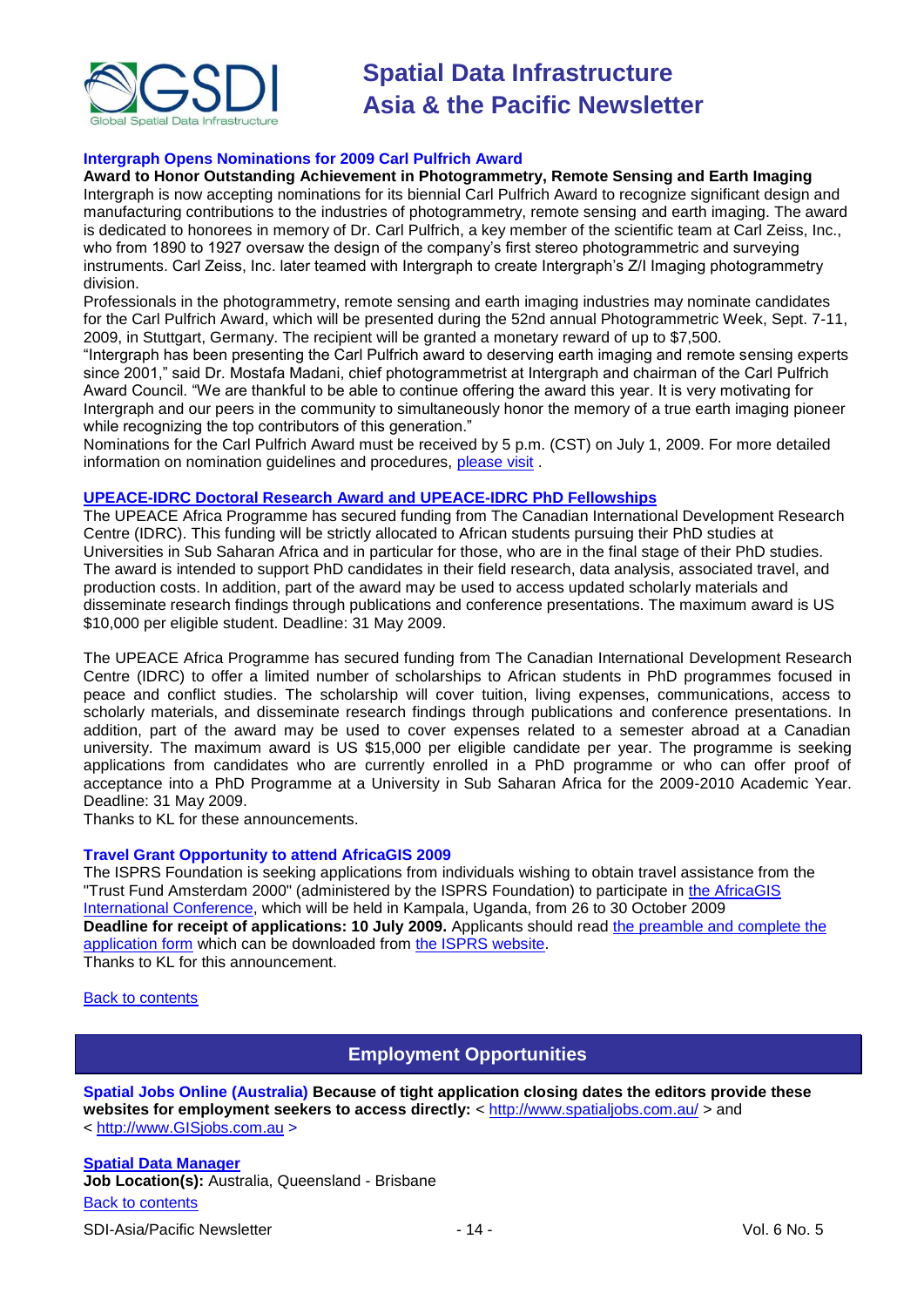### Intergraph Opens Nominations for 2009 Carl Pulfrich Award

**Award to Honor Outstanding Achievement in Photogrammetry, Remote Sensing and Earth Imaging**

Intergraph is now accepting nominations for its biennial Carl Pulfrich Award to recognize significant design and manufacturing contributions to the industries of photogrammetry, remote sensing and earth imaging. The award is dedicated to honorees in memory of Dr. Carl Pulfrich, a key member of the scientific team at Carl Zeiss, Inc., who from 1890 to 1927 oversaw the design of the company's first stereo photogrammetric and surveying instruments. Carl Zeiss, Inc. later teamed with Intergraph to create Intergraph's Z/I Imaging photogrammetry division.

Professionals in the photogrammetry, remote sensing and earth imaging industries may nominate candidates for the Carl Pulfrich Award, which will be presented during the 52nd annual Photogrammetric Week, Sept. 7-11, 2009, in Stuttgart, Germany. The recipient will be granted a monetary reward of up to $7,500.

"Intergraph has been presenting the Carl Pulfrich award to deserving earth imaging and remote sensing experts since 2001," said Dr. Mostafa Madani, chief photogrammetrist at Intergraph and chairman of the Carl Pulfrich Award Council. "We are thankful to be able to continue offering the award this year. It is very motivating for Intergraph and our peers in the community to simultaneously honor the memory of a true earth imaging pioneer while recognizing the top contributors of this generation."

Nominations for the Carl Pulfrich Award must be received by 5 p.m. (CST) on July 1, 2009. For more detailed information on nomination guidelines and procedures, please visit .

### UPEACE-IDRC Doctoral Research Award and UPEACE-IDRC PhD Fellowships

The UPEACE Africa Programme has secured funding from The Canadian International Development Research Centre (IDRC). This funding will be strictly allocated to African students pursuing their PhD studies at Universities in Sub Saharan Africa and in particular for those, who are in the final stage of their PhD studies. The award is intended to support PhD candidates in their field research, data analysis, associated travel, and production costs. In addition, part of the award may be used to access updated scholarly materials and disseminate research findings through publications and conference presentations. The maximum award is US $10,000 per eligible student. Deadline: 31 May 2009.

The UPEACE Africa Programme has secured funding from The Canadian International Development Research Centre (IDRC) to offer a limited number of scholarships to African students in PhD programmes focused in peace and conflict studies. The scholarship will cover tuition, living expenses, communications, access to scholarly materials, and disseminate research findings through publications and conference presentations. In addition, part of the award may be used to cover expenses related to a semester abroad at a Canadian university. The maximum award is US $15,000 per eligible candidate per year. The programme is seeking applications from candidates who are currently enrolled in a PhD programme or who can offer proof of acceptance into a PhD Programme at a University in Sub Saharan Africa for the 2009-2010 Academic Year. Deadline: 31 May 2009.

Thanks to KL for these announcements.

### Travel Grant Opportunity to attend AfricaGIS 2009

The ISPRS Foundation is seeking applications from individuals wishing to obtain travel assistance from the "Trust Fund Amsterdam 2000" (administered by the ISPRS Foundation) to participate in the AfricaGIS International Conference, which will be held in Kampala, Uganda, from 26 to 30 October 2009

**Deadline for receipt of applications: 10 July 2009.** Applicants should read the preamble and complete the application form which can be downloaded from the ISPRS website.

Thanks to KL for this announcement.

Back to contents

## Employment Opportunities

**Spatial Jobs Online (Australia) Because of tight application closing dates the editors provide these websites for employment seekers to access directly:** < http://www.spatialjobs.com.au/ > and < http://www.GISjobs.com.au >

**Spatial Data Manager**

**Job Location(s):** Australia, Queensland - Brisbane

Back to contents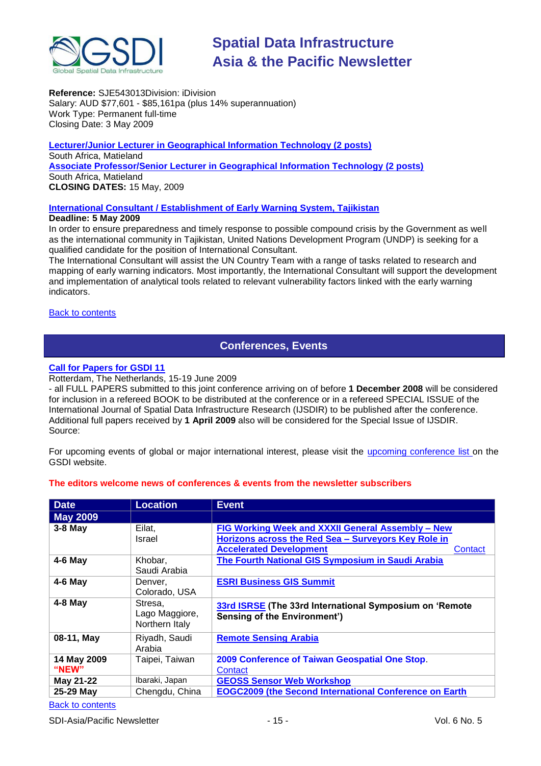**Reference:** SJE543013Division: iDivision
Salary: AUD $77,601 - $85,161pa (plus 14% superannuation)
Work Type: Permanent full-time
Closing Date: 3 May 2009

**Lecturer/Junior Lecturer in Geographical Information Technology (2 posts)**
South Africa, Matieland
**Associate Professor/Senior Lecturer in Geographical Information Technology (2 posts)**
South Africa, Matieland
**CLOSING DATES:** 15 May, 2009

**International Consultant / Establishment of Early Warning System, Tajikistan**
**Deadline: 5 May 2009**
In order to ensure preparedness and timely response to possible compound crisis by the Government as well as the international community in Tajikistan, United Nations Development Program (UNDP) is seeking for a qualified candidate for the position of International Consultant.
The International Consultant will assist the UN Country Team with a range of tasks related to research and mapping of early warning indicators. Most importantly, the International Consultant will support the development and implementation of analytical tools related to relevant vulnerability factors linked with the early warning indicators.

Back to contents

## Conferences, Events

**Call for Papers for GSDI 11**
Rotterdam, The Netherlands, 15-19 June 2009
- all FULL PAPERS submitted to this joint conference arriving on of before **1 December 2008** will be considered for inclusion in a refereed BOOK to be distributed at the conference or in a refereed SPECIAL ISSUE of the International Journal of Spatial Data Infrastructure Research (IJSDIR) to be published after the conference. Additional full papers received by **1 April 2009** also will be considered for the Special Issue of IJSDIR.
Source:

For upcoming events of global or major international interest, please visit the upcoming conference list on the GSDI website.

**The editors welcome news of conferences & events from the newsletter subscribers**

| Date | Location | Event |
|---|---|---|
| **May 2009** | | |
| **3-8 May** | Eilat, Israel | **FIG Working Week and XXXII General Assembly – New Horizons across the Red Sea – Surveyors Key Role in Accelerated Development** Contact |
| **4-6 May** | Khobar, Saudi Arabia | **The Fourth National GIS Symposium in Saudi Arabia** |
| **4-6 May** | Denver, Colorado, USA | **ESRI Business GIS Summit** |
| **4-8 May** | Stresa, Lago Maggiore, Northern Italy | **33rd ISRSE (The 33rd International Symposium on 'Remote Sensing of the Environment')** |
| **08-11, May** | Riyadh, Saudi Arabia | **Remote Sensing Arabia** |
| **14 May 2009 "NEW"** | Taipei, Taiwan | **2009 Conference of Taiwan Geospatial One Stop**. Contact |
| **May 21-22** | Ibaraki, Japan | **GEOSS Sensor Web Workshop** |
| **25-29 May** | Chengdu, China | **EOGC2009 (the Second International Conference on Earth** |

Back to contents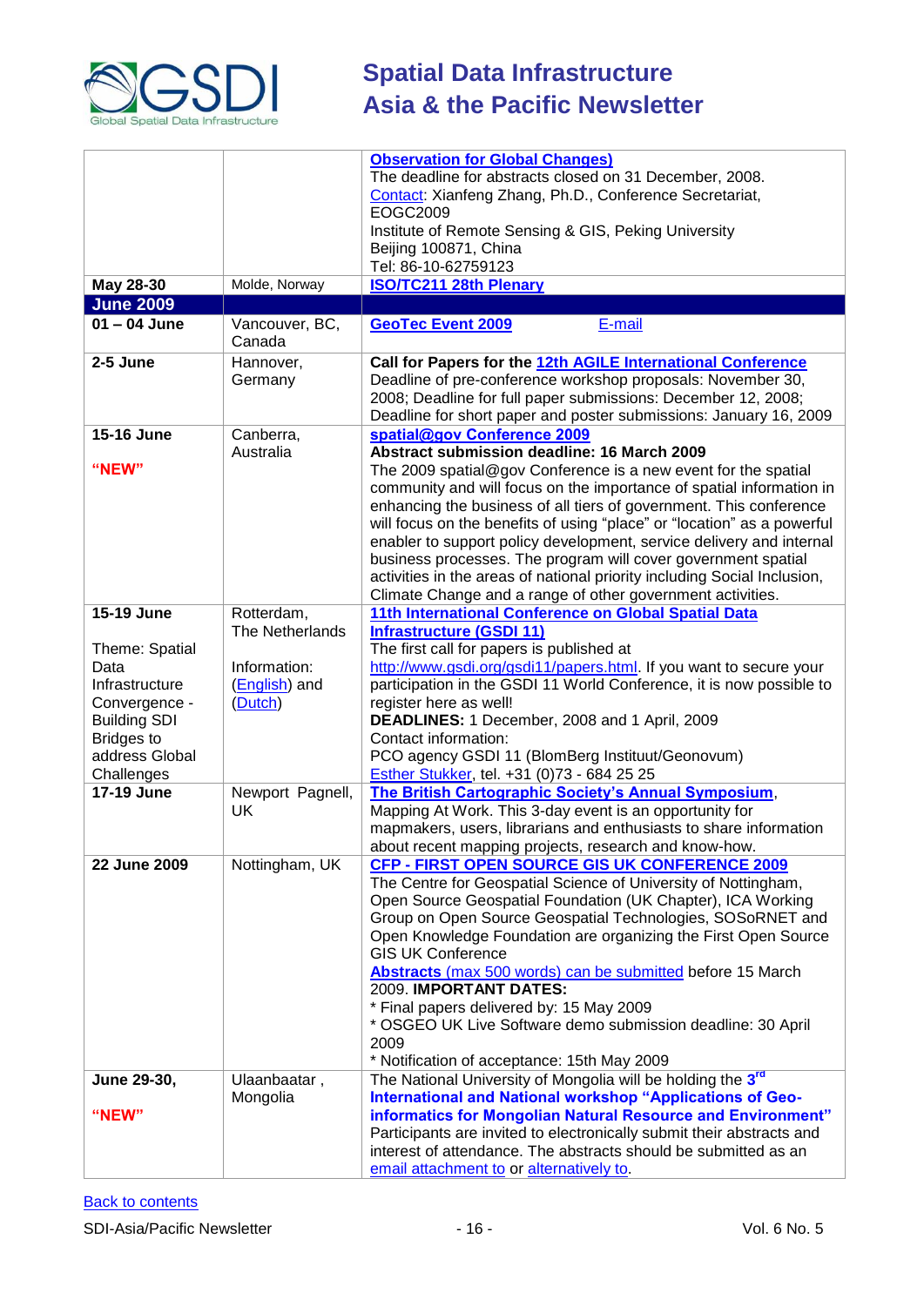| | | |
|---|---|---|
| | | **Observation for Global Changes)**<br>The deadline for abstracts closed on 31 December, 2008.<br>Contact: Xianfeng Zhang, Ph.D., Conference Secretariat, EOGC2009<br>Institute of Remote Sensing & GIS, Peking University<br>Beijing 100871, China<br>Tel: 86-10-62759123 |
| **May 28-30** | Molde, Norway | **ISO/TC211 28th Plenary** |
| **June 2009** | | |
| **01 – 04 June** | Vancouver, BC, Canada | **GeoTec Event 2009** E-mail |
| **2-5 June** | Hannover, Germany | **Call for Papers for the 12th AGILE International Conference**<br>Deadline of pre-conference workshop proposals: November 30, 2008; Deadline for full paper submissions: December 12, 2008; Deadline for short paper and poster submissions: January 16, 2009 |
| **15-16 June**<br><br>**"NEW"** | Canberra, Australia | **spatial@gov Conference 2009**<br>**Abstract submission deadline: 16 March 2009**<br>The 2009 spatial@gov Conference is a new event for the spatial community and will focus on the importance of spatial information in enhancing the business of all tiers of government. This conference will focus on the benefits of using "place" or "location" as a powerful enabler to support policy development, service delivery and internal business processes. The program will cover government spatial activities in the areas of national priority including Social Inclusion, Climate Change and a range of other government activities. |
| **15-19 June**<br><br>Theme: Spatial Data Infrastructure Convergence - Building SDI Bridges to address Global Challenges | Rotterdam, The Netherlands<br><br>Information: (English) and (Dutch) | **11th International Conference on Global Spatial Data Infrastructure (GSDI 11)**<br>The first call for papers is published at http://www.gsdi.org/gsdi11/papers.html. If you want to secure your participation in the GSDI 11 World Conference, it is now possible to register here as well!<br>**DEADLINES:** 1 December, 2008 and 1 April, 2009<br>Contact information:<br>PCO agency GSDI 11 (BlomBerg Instituut/Geonovum)<br>Esther Stukker, tel. +31 (0)73 - 684 25 25 |
| **17-19 June** | Newport Pagnell, UK | **The British Cartographic Society's Annual Symposium**, Mapping At Work. This 3-day event is an opportunity for mapmakers, users, librarians and enthusiasts to share information about recent mapping projects, research and know-how. |
| **22 June 2009** | Nottingham, UK | **CFP - FIRST OPEN SOURCE GIS UK CONFERENCE 2009**<br>The Centre for Geospatial Science of University of Nottingham, Open Source Geospatial Foundation (UK Chapter), ICA Working Group on Open Source Geospatial Technologies, SOSoRNET and Open Knowledge Foundation are organizing the First Open Source GIS UK Conference<br>**Abstracts** (max 500 words) can be submitted before 15 March 2009. **IMPORTANT DATES:**<br>* Final papers delivered by: 15 May 2009<br>* OSGEO UK Live Software demo submission deadline: 30 April 2009<br>* Notification of acceptance: 15th May 2009 |
| **June 29-30,**<br><br>**"NEW"** | Ulaanbaatar, Mongolia | The National University of Mongolia will be holding the **3rd International and National workshop "Applications of Geo-informatics for Mongolian Natural Resource and Environment"** Participants are invited to electronically submit their abstracts and interest of attendance. The abstracts should be submitted as an email attachment to or alternatively to. |

Back to contents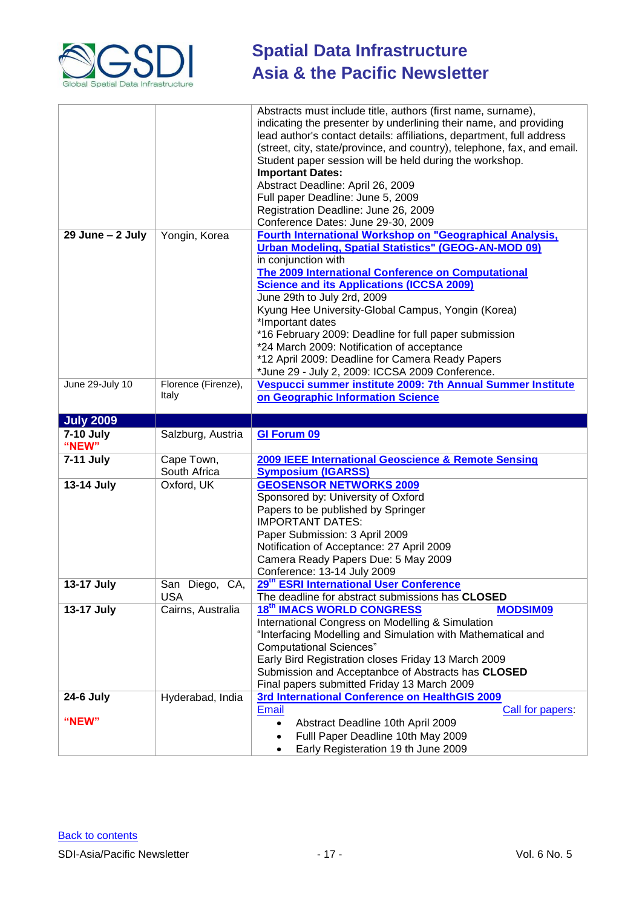| | | |
|---|---|---|
| | | Abstracts must include title, authors (first name, surname), indicating the presenter by underlining their name, and providing lead author's contact details: affiliations, department, full address (street, city, state/province, and country), telephone, fax, and email. Student paper session will be held during the workshop.<br>**Important Dates:**<br>Abstract Deadline: April 26, 2009<br>Full paper Deadline: June 5, 2009<br>Registration Deadline: June 26, 2009<br>Conference Dates: June 29-30, 2009 |
| **29 June – 2 July** | Yongin, Korea | **Fourth International Workshop on "Geographical Analysis, Urban Modeling, Spatial Statistics" (GEOG-AN-MOD 09)**<br>in conjunction with<br>**The 2009 International Conference on Computational Science and its Applications (ICCSA 2009)**<br>June 29th to July 2rd, 2009<br>Kyung Hee University-Global Campus, Yongin (Korea)<br>*Important dates<br>*16 February 2009: Deadline for full paper submission<br>*24 March 2009: Notification of acceptance<br>*12 April 2009: Deadline for Camera Ready Papers<br>*June 29 - July 2, 2009: ICCSA 2009 Conference. |
| June 29-July 10 | Florence (Firenze), Italy | **Vespucci summer institute 2009: 7th Annual Summer Institute on Geographic Information Science** |
| **July 2009** | | |
| **7-10 July**<br>**"NEW"** | Salzburg, Austria | **GI Forum 09** |
| **7-11 July** | Cape Town, South Africa | **2009 IEEE International Geoscience & Remote Sensing Symposium (IGARSS)** |
| **13-14 July** | Oxford, UK | **GEOSENSOR NETWORKS 2009**<br>Sponsored by: University of Oxford<br>Papers to be published by Springer<br>IMPORTANT DATES:<br>Paper Submission: 3 April 2009<br>Notification of Acceptance: 27 April 2009<br>Camera Ready Papers Due: 5 May 2009<br>Conference: 13-14 July 2009 |
| **13-17 July** | San Diego, CA, USA | **29th ESRI International User Conference**<br>The deadline for abstract submissions has **CLOSED** |
| **13-17 July** | Cairns, Australia | **18th IMACS WORLD CONGRESS** **MODSIM09**<br>International Congress on Modelling & Simulation<br>"Interfacing Modelling and Simulation with Mathematical and Computational Sciences"<br>Early Bird Registration closes Friday 13 March 2009<br>Submission and Acceptanbce of Abstracts has **CLOSED**<br>Final papers submitted Friday 13 March 2009 |
| **24-6 July**<br>**"NEW"** | Hyderabad, India | **3rd International Conference on HealthGIS 2009**<br>Email Call for papers:<br>• Abstract Deadline 10th April 2009<br>• Fulll Paper Deadline 10th May 2009<br>• Early Registeration 19 th June 2009 |

Back to contents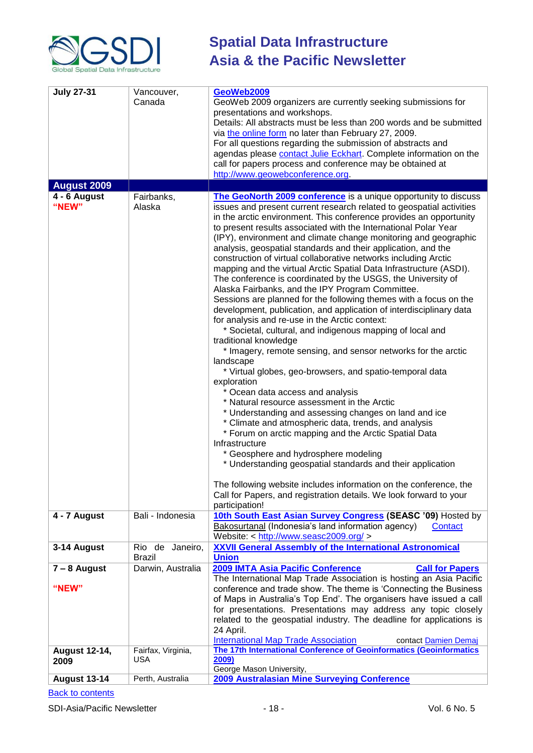| | | |
|---|---|---|
| **July 27-31** | Vancouver, Canada | **GeoWeb2009**<br>GeoWeb 2009 organizers are currently seeking submissions for presentations and workshops.<br>Details: All abstracts must be less than 200 words and be submitted via the online form no later than February 27, 2009.<br>For all questions regarding the submission of abstracts and agendas please contact Julie Eckhart. Complete information on the call for papers process and conference may be obtained at http://www.geowebconference.org. |
| **August 2009** | | |
| **4 - 6 August**<br>**"NEW"** | Fairbanks, Alaska | **The GeoNorth 2009 conference** is a unique opportunity to discuss issues and present current research related to geospatial activities in the arctic environment. This conference provides an opportunity to present results associated with the International Polar Year (IPY), environment and climate change monitoring and geographic analysis, geospatial standards and their application, and the construction of virtual collaborative networks including Arctic mapping and the virtual Arctic Spatial Data Infrastructure (ASDI). The conference is coordinated by the USGS, the University of Alaska Fairbanks, and the IPY Program Committee.<br>Sessions are planned for the following themes with a focus on the development, publication, and application of interdisciplinary data for analysis and re-use in the Arctic context:<br>* Societal, cultural, and indigenous mapping of local and traditional knowledge<br>* Imagery, remote sensing, and sensor networks for the arctic landscape<br>* Virtual globes, geo-browsers, and spatio-temporal data exploration<br>* Ocean data access and analysis<br>* Natural resource assessment in the Arctic<br>* Understanding and assessing changes on land and ice<br>* Climate and atmospheric data, trends, and analysis<br>* Forum on arctic mapping and the Arctic Spatial Data Infrastructure<br>* Geosphere and hydrosphere modeling<br>* Understanding geospatial standards and their application<br><br>The following website includes information on the conference, the Call for Papers, and registration details. We look forward to your participation! |
| **4 - 7 August** | Bali - Indonesia | **10th South East Asian Survey Congress** **(SEASC '09)** Hosted by Bakosurtanal (Indonesia's land information agency) Contact<br>Website: < http://www.seasc2009.org/ > |
| **3-14 August** | Rio de Janeiro, Brazil | **XXVII General Assembly of the International Astronomical Union** |
| **7 – 8 August**<br><br>**"NEW"** | Darwin, Australia | **2009 IMTA Asia Pacific Conference** **Call for Papers**<br>The International Map Trade Association is hosting an Asia Pacific conference and trade show. The theme is 'Connecting the Business of Maps in Australia's Top End'. The organisers have issued a call for presentations. Presentations may address any topic closely related to the geospatial industry. The deadline for applications is 24 April.<br>International Map Trade Association contact Damien Demaj |
| **August 12-14, 2009** | Fairfax, Virginia, USA | **The 17th International Conference of Geoinformatics (Geoinformatics 2009)**<br>George Mason University, |
| **August 13-14** | Perth, Australia | **2009 Australasian Mine Surveying Conference** |

Back to contents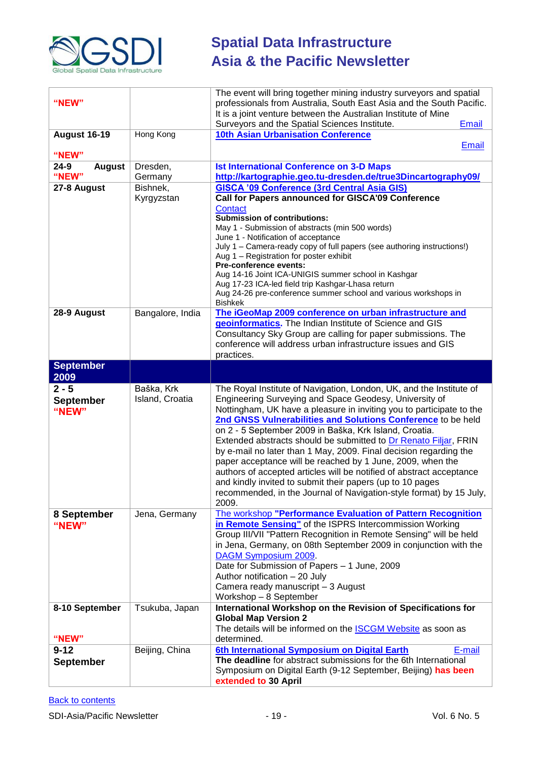| | | |
|---|---|---|
| **"NEW"** | | The event will bring together mining industry surveyors and spatial professionals from Australia, South East Asia and the South Pacific. It is a joint venture between the Australian Institute of Mine Surveyors and the Spatial Sciences Institute. Email |
| **August 16-19** **"NEW"** | Hong Kong | **10th Asian Urbanisation Conference** Email |
| **24-9 August "NEW"** | Dresden, Germany | **Ist International Conference on 3-D Maps** **http://kartographie.geo.tu-dresden.de/true3Dincartography09/** |
| **27-8 August** | Bishnek, Kyrgyzstan | **GISCA '09 Conference (3rd Central Asia GIS)** **Call for Papers announced for GISCA'09 Conference** Contact **Submission of contributions:** May 1 - Submission of abstracts (min 500 words) June 1 - Notification of acceptance July 1 – Camera-ready copy of full papers (see authoring instructions!) Aug 1 – Registration for poster exhibit **Pre-conference events:** Aug 14-16 Joint ICA-UNIGIS summer school in Kashgar Aug 17-23 ICA-led field trip Kashgar-Lhasa return Aug 24-26 pre-conference summer school and various workshops in Bishkek |
| **28-9 August** | Bangalore, India | **The iGeoMap 2009 conference on urban infrastructure and geoinformatics.** The Indian Institute of Science and GIS Consultancy Sky Group are calling for paper submissions. The conference will address urban infrastructure issues and GIS practices. |
| **September 2009** | | |
| **2 - 5 September "NEW"** | Baška, Krk Island, Croatia | The Royal Institute of Navigation, London, UK, and the Institute of Engineering Surveying and Space Geodesy, University of Nottingham, UK have a pleasure in inviting you to participate to the **2nd GNSS Vulnerabilities and Solutions Conference** to be held on 2 - 5 September 2009 in Baška, Krk Island, Croatia. Extended abstracts should be submitted to Dr Renato Filjar, FRIN by e-mail no later than 1 May, 2009. Final decision regarding the paper acceptance will be reached by 1 June, 2009, when the authors of accepted articles will be notified of abstract acceptance and kindly invited to submit their papers (up to 10 pages recommended, in the Journal of Navigation-style format) by 15 July, 2009. |
| **8 September "NEW"** | Jena, Germany | The workshop **"Performance Evaluation of Pattern Recognition in Remote Sensing"** of the ISPRS Intercommission Working Group III/VII "Pattern Recognition in Remote Sensing" will be held in Jena, Germany, on 08th September 2009 in conjunction with the DAGM Symposium 2009. Date for Submission of Papers – 1 June, 2009 Author notification – 20 July Camera ready manuscript – 3 August Workshop – 8 September |
| **8-10 September** **"NEW"** | Tsukuba, Japan | **International Workshop on the Revision of Specifications for Global Map Version 2** The details will be informed on the ISCGM Website as soon as determined. |
| **9-12 September** | Beijing, China | **6th International Symposium on Digital Earth** E-mail **The deadline** for abstract submissions for the 6th International Symposium on Digital Earth (9-12 September, Beijing) **has been extended to 30 April** |

Back to contents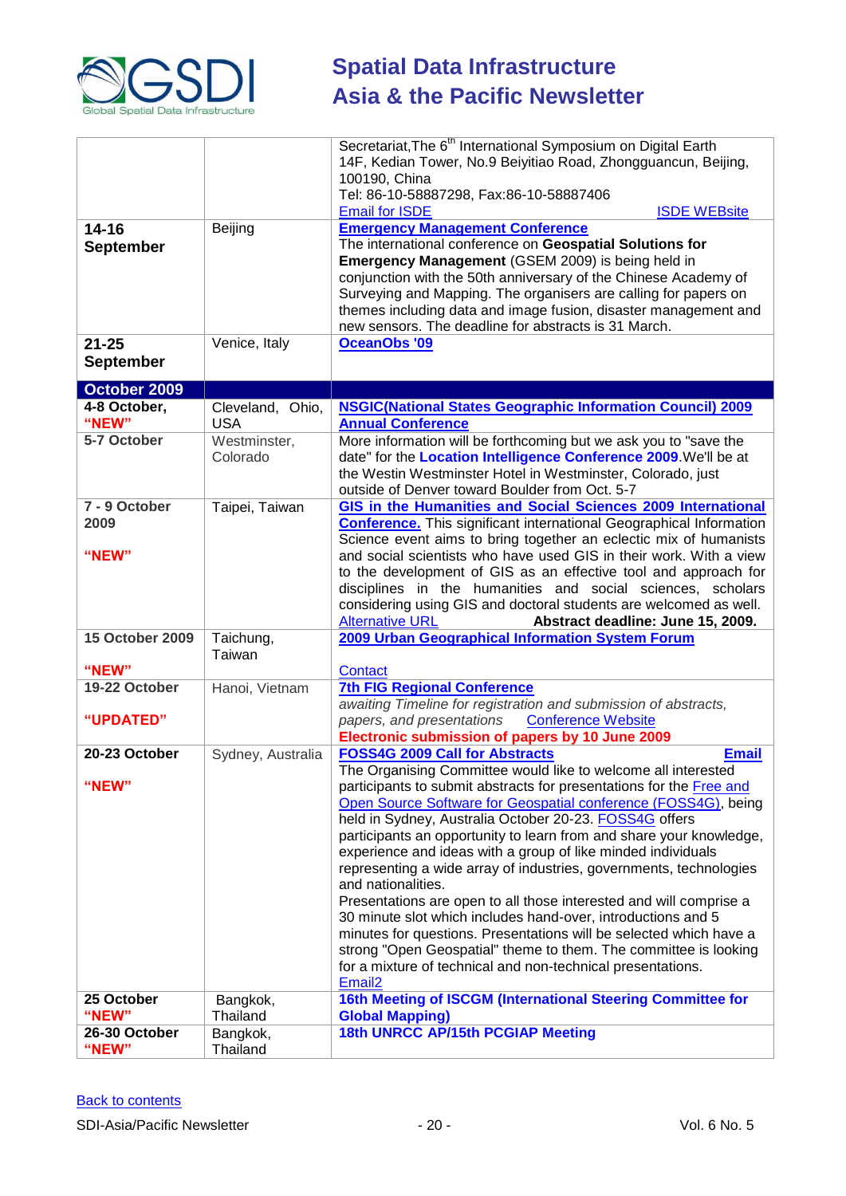| | | |
|---|---|---|
| | | Secretariat,The 6th International Symposium on Digital Earth<br>14F, Kedian Tower, No.9 Beiyitiao Road, Zhongguancun, Beijing, 100190, China<br>Tel: 86-10-58887298, Fax:86-10-58887406<br>Email for ISDE ISDE WEBsite |
| **14-16 September** | Beijing | **Emergency Management Conference**<br>The international conference on **Geospatial Solutions for Emergency Management** (GSEM 2009) is being held in conjunction with the 50th anniversary of the Chinese Academy of Surveying and Mapping. The organisers are calling for papers on themes including data and image fusion, disaster management and new sensors. The deadline for abstracts is 31 March. |
| **21-25 September** | Venice, Italy | **OceanObs '09** |
| **October 2009** | | |
| **4-8 October, "NEW"** | Cleveland, Ohio, USA | **NSGIC(National States Geographic Information Council) 2009 Annual Conference** |
| **5-7 October** | Westminster, Colorado | More information will be forthcoming but we ask you to "save the date" for the **Location Intelligence Conference 2009**.We'll be at the Westin Westminster Hotel in Westminster, Colorado, just outside of Denver toward Boulder from Oct. 5-7 |
| **7 - 9 October 2009**<br><br>**"NEW"** | Taipei, Taiwan | **GIS in the Humanities and Social Sciences 2009 International Conference.** This significant international Geographical Information Science event aims to bring together an eclectic mix of humanists and social scientists who have used GIS in their work. With a view to the development of GIS as an effective tool and approach for disciplines in the humanities and social sciences, scholars considering using GIS and doctoral students are welcomed as well.<br>Alternative URL **Abstract deadline: June 15, 2009.** |
| **15 October 2009**<br><br>**"NEW"** | Taichung, Taiwan | **2009 Urban Geographical Information System Forum**<br><br>Contact |
| **19-22 October**<br><br>**"UPDATED"** | Hanoi, Vietnam | **7th FIG Regional Conference**<br>*awaiting Timeline for registration and submission of abstracts, papers, and presentations* Conference Website<br>**Electronic submission of papers by 10 June 2009** |
| **20-23 October**<br><br>**"NEW"** | Sydney, Australia | **FOSS4G 2009 Call for Abstracts** **Email**<br>The Organising Committee would like to welcome all interested participants to submit abstracts for presentation for the Free and Open Source Software for Geospatial conference (FOSS4G), being held in Sydney, Australia October 20-23. FOSS4G offers participants an opportunity to learn from and share your knowledge, experience and ideas with a group of like minded individuals representing a wide array of industries, governments, technologies and nationalities.<br>Presentations are open to all those interested and will comprise a 30 minute slot which includes hand-over, introductions and 5 minutes for questions. Presentations will be selected which have a strong "Open Geospatial" theme to them. The committee is looking for a mixture of technical and non-technical presentations.<br>Email2 |
| **25 October "NEW"** | Bangkok, Thailand | **16th Meeting of ISCGM (International Steering Committee for Global Mapping)** |
| **26-30 October "NEW"** | Bangkok, Thailand | **18th UNRCC AP/15th PCGIAP Meeting** |

Back to contents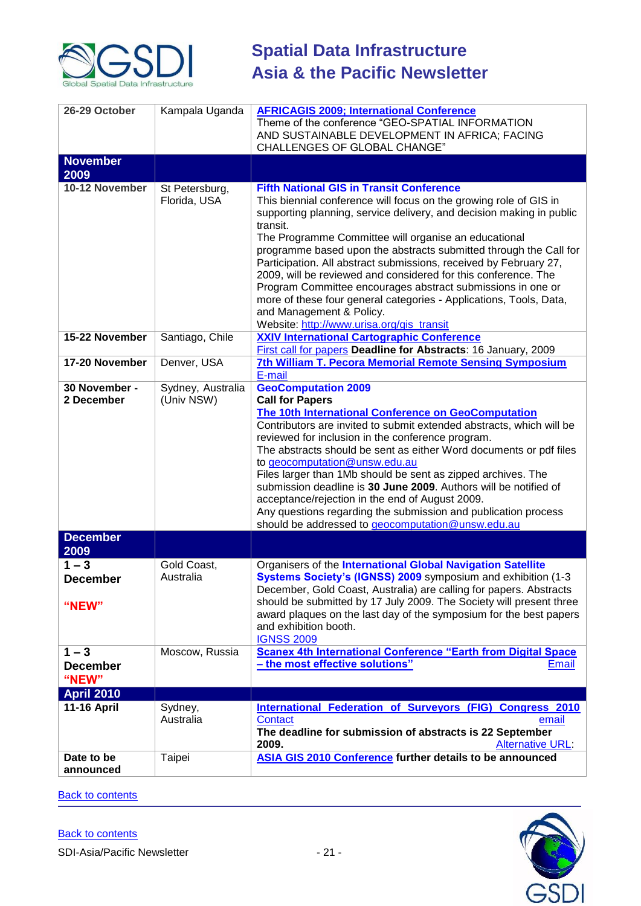| | | |
|---|---|---|
| **26-29 October** | Kampala Uganda | **AFRICAGIS 2009; International Conference**<br>Theme of the conference "GEO-SPATIAL INFORMATION AND SUSTAINABLE DEVELOPMENT IN AFRICA; FACING CHALLENGES OF GLOBAL CHANGE" |
| **November 2009** | | |
| **10-12 November** | St Petersburg, Florida, USA | **Fifth National GIS in Transit Conference**<br>This biennial conference will focus on the growing role of GIS in supporting planning, service delivery, and decision making in public transit.<br>The Programme Committee will organise an educational programme based upon the abstracts submitted through the Call for Participation. All abstract submissions, received by February 27, 2009, will be reviewed and considered for this conference. The Program Committee encourages abstract submissions in one or more of these four general categories - Applications, Tools, Data, and Management & Policy.<br>Website: http://www.urisa.org/gis_transit |
| **15-22 November** | Santiago, Chile | **XXIV International Cartographic Conference**<br>First call for papers **Deadline for Abstracts**: 16 January, 2009 |
| **17-20 November** | Denver, USA | **7th William T. Pecora Memorial Remote Sensing Symposium**<br>E-mail |
| **30 November - 2 December** | Sydney, Australia (Univ NSW) | **GeoComputation 2009**<br>**Call for Papers**<br>**The 10th International Conference on GeoComputation**<br>Contributors are invited to submit extended abstracts, which will be reviewed for inclusion in the conference program.<br>The abstracts should be sent as either Word documents or pdf files to geocomputation@unsw.edu.au<br>Files larger than 1Mb should be sent as zipped archives. The submission deadline is **30 June 2009**. Authors will be notified of acceptance/rejection in the end of August 2009.<br>Any questions regarding the submission and publication process should be addressed to geocomputation@unsw.edu.au |
| **December 2009** | | |
| **1 – 3 December**<br><br>**"NEW"** | Gold Coast, Australia | Organisers of the **International Global Navigation Satellite Systems Society's (IGNSS) 2009** symposium and exhibition (1-3 December, Gold Coast, Australia) are calling for papers. Abstracts should be submitted by 17 July 2009. The Society will present three award plaques on the last day of the symposium for the best papers and exhibition booth.<br>IGNSS 2009 |
| **1 – 3 December**<br>**"NEW"** | Moscow, Russia | **Scanex 4th International Conference "Earth from Digital Space – the most effective solutions"** Email |
| **April 2010** | | |
| **11-16 April** | Sydney, Australia | **International Federation of Surveyors (FIG) Congress 2010**<br>Contact email<br>**The deadline for submission of abstracts is 22 September 2009.** Alternative URL: |
| **Date to be announced** | Taipei | **ASIA GIS 2010 Conference further details to be announced** |

Back to contents

Back to contents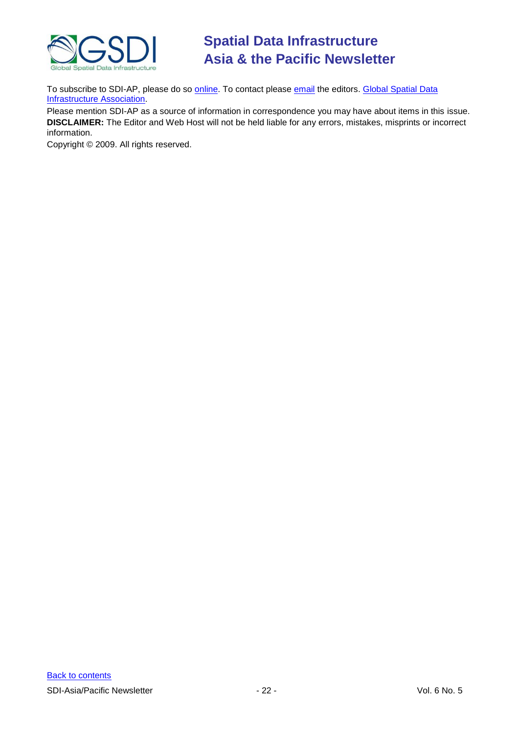To subscribe to SDI-AP, please do so online. To contact please email the editors. Global Spatial Data Infrastructure Association.

Please mention SDI-AP as a source of information in correspondence you may have about items in this issue.

**DISCLAIMER:** The Editor and Web Host will not be held liable for any errors, mistakes, misprints or incorrect information.

Copyright © 2009. All rights reserved.

Back to contents